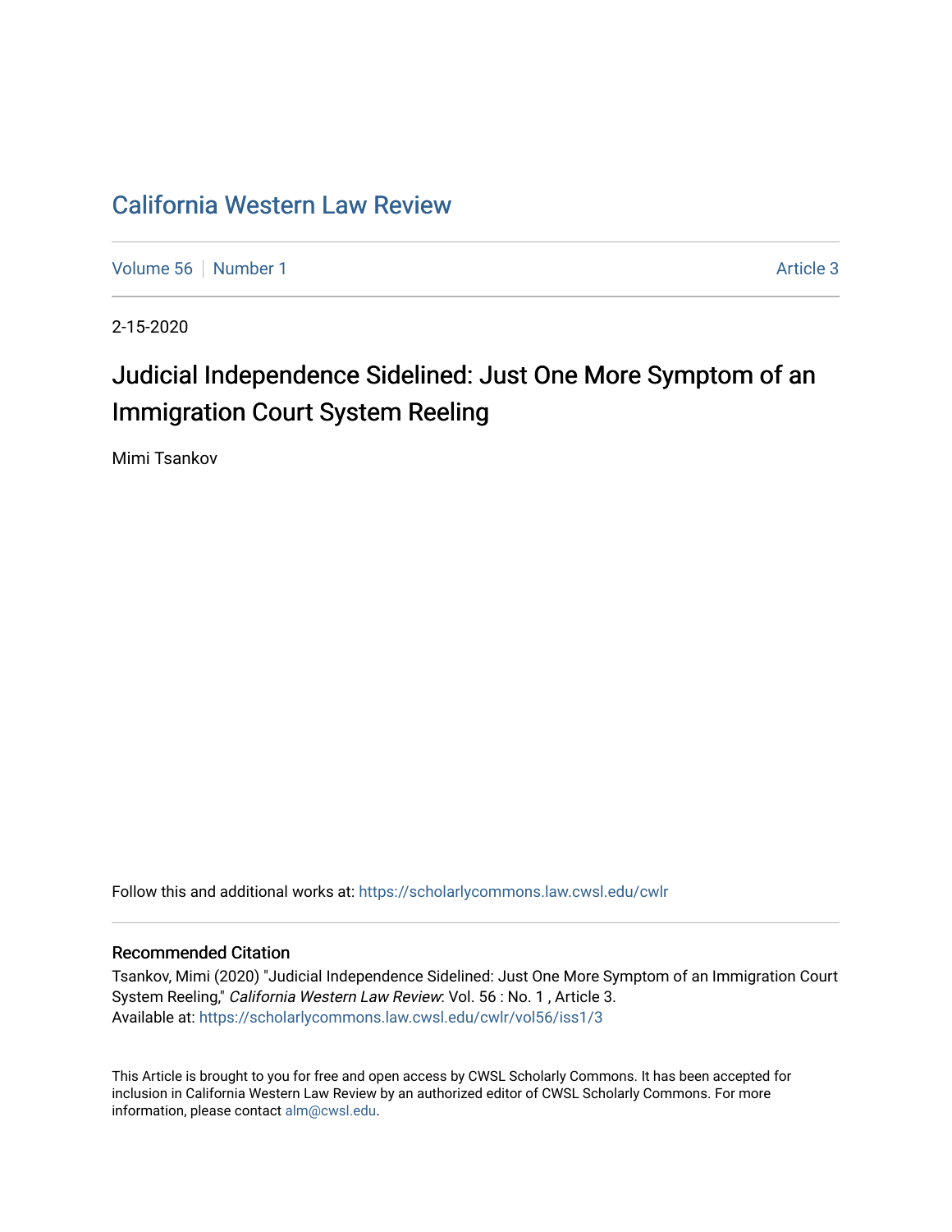# California Western Law Review

Volume 56 | Number 1 | Article 3

2-15-2020

## Judicial Independence Sidelined: Just One More Symptom of an Immigration Court System Reeling

Mimi Tsankov

Follow this and additional works at: https://scholarlycommons.law.cwsl.edu/cwlr

### Recommended Citation

Tsankov, Mimi (2020) "Judicial Independence Sidelined: Just One More Symptom of an Immigration Court System Reeling," *California Western Law Review*: Vol. 56 : No. 1 , Article 3.
Available at: https://scholarlycommons.law.cwsl.edu/cwlr/vol56/iss1/3

This Article is brought to you for free and open access by CWSL Scholarly Commons. It has been accepted for inclusion in California Western Law Review by an authorized editor of CWSL Scholarly Commons. For more information, please contact alm@cwsl.edu.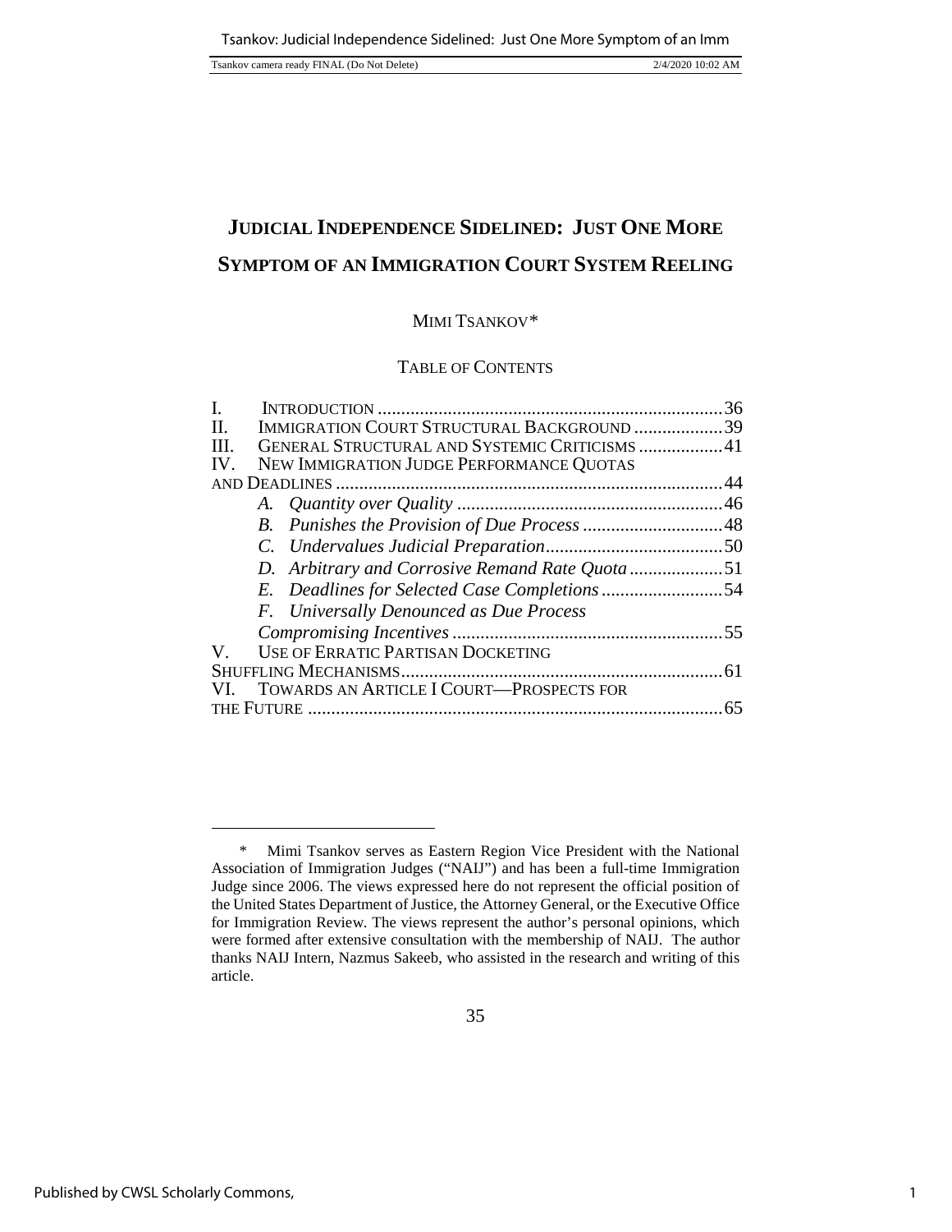# JUDICIAL INDEPENDENCE SIDELINED: JUST ONE MORE SYMPTOM OF AN IMMIGRATION COURT SYSTEM REELING

MIMI TSANKOV*

TABLE OF CONTENTS

I. INTRODUCTION .......... 36
II. IMMIGRATION COURT STRUCTURAL BACKGROUND .......... 39
III. GENERAL STRUCTURAL AND SYSTEMIC CRITICISMS .......... 41
IV. NEW IMMIGRATION JUDGE PERFORMANCE QUOTAS AND DEADLINES .......... 44
  *A. Quantity over Quality* .......... 46
  *B. Punishes the Provision of Due Process* .......... 48
  *C. Undervalues Judicial Preparation* .......... 50
  *D. Arbitrary and Corrosive Remand Rate Quota* .......... 51
  *E. Deadlines for Selected Case Completions* .......... 54
  *F. Universally Denounced as Due Process Compromising Incentives* .......... 55
V. USE OF ERRATIC PARTISAN DOCKETING SHUFFLING MECHANISMS .......... 61
VI. TOWARDS AN ARTICLE I COURT—PROSPECTS FOR THE FUTURE .......... 65

---

\* Mimi Tsankov serves as Eastern Region Vice President with the National Association of Immigration Judges ("NAIJ") and has been a full-time Immigration Judge since 2006. The views expressed here do not represent the official position of the United States Department of Justice, the Attorney General, or the Executive Office for Immigration Review. The views represent the author's personal opinions, which were formed after extensive consultation with the membership of NAIJ. The author thanks NAIJ Intern, Nazmus Sakeeb, who assisted in the research and writing of this article.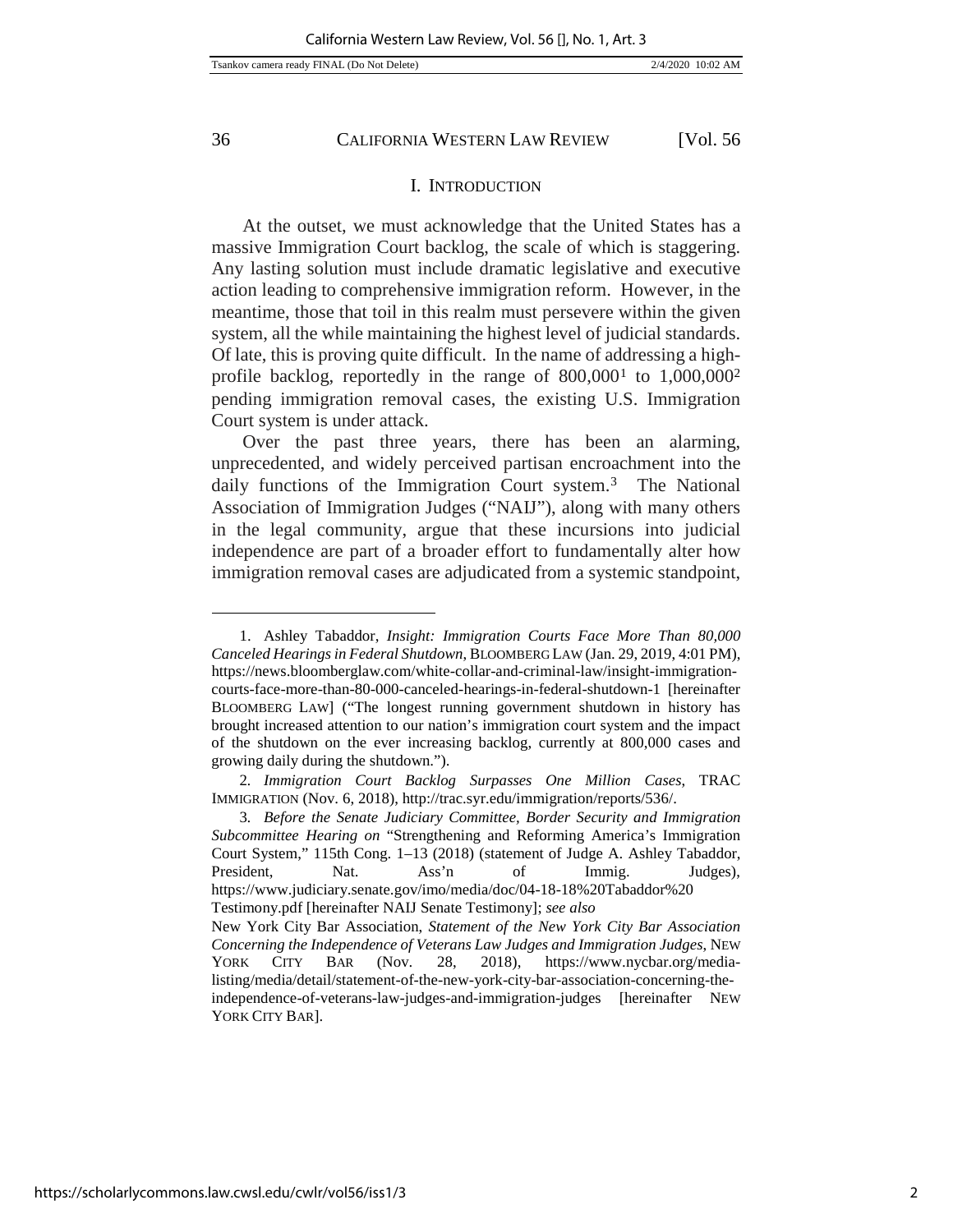## I. INTRODUCTION

At the outset, we must acknowledge that the United States has a massive Immigration Court backlog, the scale of which is staggering. Any lasting solution must include dramatic legislative and executive action leading to comprehensive immigration reform. However, in the meantime, those that toil in this realm must persevere within the given system, all the while maintaining the highest level of judicial standards. Of late, this is proving quite difficult. In the name of addressing a high-profile backlog, reportedly in the range of 800,000[1] to 1,000,000[2] pending immigration removal cases, the existing U.S. Immigration Court system is under attack.

Over the past three years, there has been an alarming, unprecedented, and widely perceived partisan encroachment into the daily functions of the Immigration Court system.[3] The National Association of Immigration Judges ("NAIJ"), along with many others in the legal community, argue that these incursions into judicial independence are part of a broader effort to fundamentally alter how immigration removal cases are adjudicated from a systemic standpoint,

---

1. Ashley Tabaddor, *Insight: Immigration Courts Face More Than 80,000 Canceled Hearings in Federal Shutdown*, BLOOMBERG LAW (Jan. 29, 2019, 4:01 PM), https://news.bloomberglaw.com/white-collar-and-criminal-law/insight-immigration-courts-face-more-than-80-000-canceled-hearings-in-federal-shutdown-1 [hereinafter BLOOMBERG LAW] ("The longest running government shutdown in history has brought increased attention to our nation's immigration court system and the impact of the shutdown on the ever increasing backlog, currently at 800,000 cases and growing daily during the shutdown.").

2. *Immigration Court Backlog Surpasses One Million Cases*, TRAC IMMIGRATION (Nov. 6, 2018), http://trac.syr.edu/immigration/reports/536/.

3. *Before the Senate Judiciary Committee, Border Security and Immigration Subcommittee Hearing on* "Strengthening and Reforming America's Immigration Court System," 115th Cong. 1–13 (2018) (statement of Judge A. Ashley Tabaddor, President, Nat. Ass'n of Immig. Judges), https://www.judiciary.senate.gov/imo/media/doc/04-18-18%20Tabaddor%20 Testimony.pdf [hereinafter NAIJ Senate Testimony]; *see also* New York City Bar Association, *Statement of the New York City Bar Association Concerning the Independence of Veterans Law Judges and Immigration Judges*, NEW YORK CITY BAR (Nov. 28, 2018), https://www.nycbar.org/media-listing/media/detail/statement-of-the-new-york-city-bar-association-concerning-the-independence-of-veterans-law-judges-and-immigration-judges [hereinafter NEW YORK CITY BAR].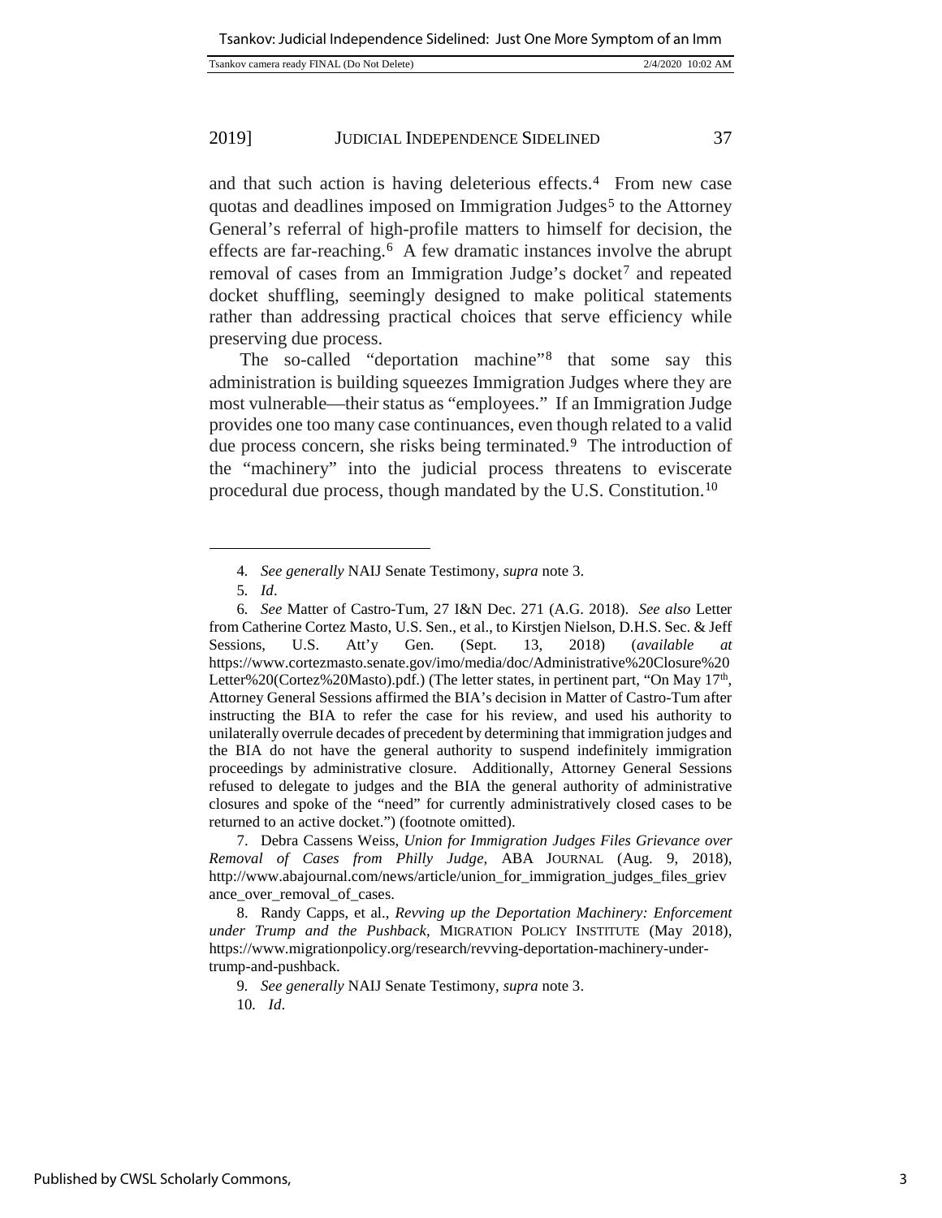and that such action is having deleterious effects.[4] From new case quotas and deadlines imposed on Immigration Judges[5] to the Attorney General's referral of high-profile matters to himself for decision, the effects are far-reaching.[6] A few dramatic instances involve the abrupt removal of cases from an Immigration Judge's docket[7] and repeated docket shuffling, seemingly designed to make political statements rather than addressing practical choices that serve efficiency while preserving due process.

The so-called "deportation machine"[8] that some say this administration is building squeezes Immigration Judges where they are most vulnerable—their status as "employees." If an Immigration Judge provides one too many case continuances, even though related to a valid due process concern, she risks being terminated.[9] The introduction of the "machinery" into the judicial process threatens to eviscerate procedural due process, though mandated by the U.S. Constitution.[10]

---

4. *See generally* NAIJ Senate Testimony, *supra* note 3.

5. *Id*.

6. *See* Matter of Castro-Tum, 27 I&N Dec. 271 (A.G. 2018). *See also* Letter from Catherine Cortez Masto, U.S. Sen., et al., to Kirstjen Nielson, D.H.S. Sec. & Jeff Sessions, U.S. Att'y Gen. (Sept. 13, 2018) (*available at* https://www.cortezmasto.senate.gov/imo/media/doc/Administrative%20Closure%20 Letter%20(Cortez%20Masto).pdf.) (The letter states, in pertinent part, "On May 17th, Attorney General Sessions affirmed the BIA's decision in Matter of Castro-Tum after instructing the BIA to refer the case for his review, and used his authority to unilaterally overrule decades of precedent by determining that immigration judges and the BIA do not have the general authority to suspend indefinitely immigration proceedings by administrative closure. Additionally, Attorney General Sessions refused to delegate to judges and the BIA the general authority of administrative closures and spoke of the "need" for currently administratively closed cases to be returned to an active docket.") (footnote omitted).

7. Debra Cassens Weiss, *Union for Immigration Judges Files Grievance over Removal of Cases from Philly Judge,* ABA JOURNAL (Aug. 9, 2018), http://www.abajournal.com/news/article/union_for_immigration_judges_files_grievance_over_removal_of_cases.

8. Randy Capps, et al., *Revving up the Deportation Machinery: Enforcement under Trump and the Pushback,* MIGRATION POLICY INSTITUTE (May 2018), https://www.migrationpolicy.org/research/revving-deportation-machinery-under-trump-and-pushback.

9. *See generally* NAIJ Senate Testimony, *supra* note 3.

10. *Id*.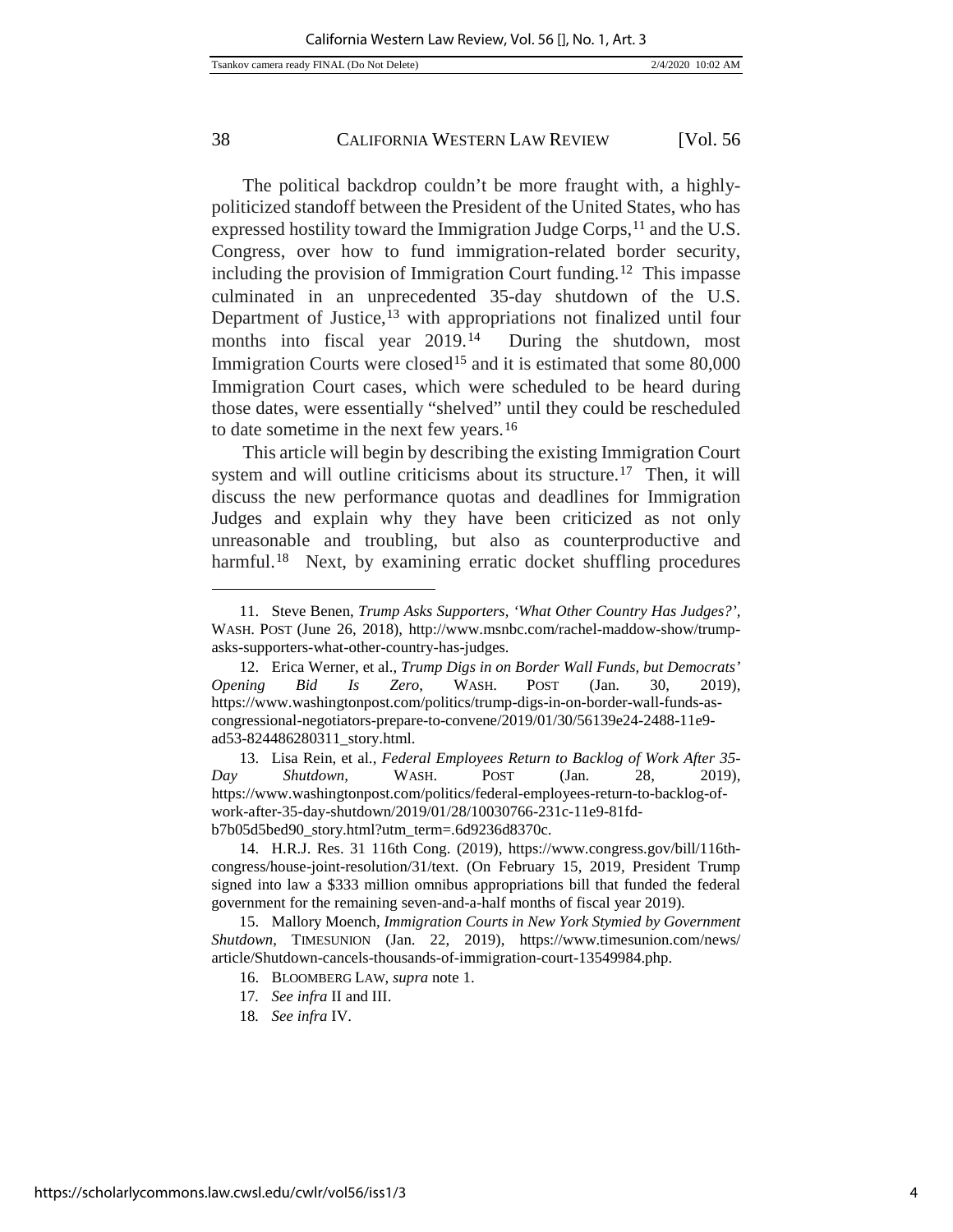The political backdrop couldn't be more fraught with, a highly-politicized standoff between the President of the United States, who has expressed hostility toward the Immigration Judge Corps,[11] and the U.S. Congress, over how to fund immigration-related border security, including the provision of Immigration Court funding.[12] This impasse culminated in an unprecedented 35-day shutdown of the U.S. Department of Justice,[13] with appropriations not finalized until four months into fiscal year 2019.[14] During the shutdown, most Immigration Courts were closed[15] and it is estimated that some 80,000 Immigration Court cases, which were scheduled to be heard during those dates, were essentially "shelved" until they could be rescheduled to date sometime in the next few years.[16]

This article will begin by describing the existing Immigration Court system and will outline criticisms about its structure.[17] Then, it will discuss the new performance quotas and deadlines for Immigration Judges and explain why they have been criticized as not only unreasonable and troubling, but also as counterproductive and harmful.[18] Next, by examining erratic docket shuffling procedures

---

11. Steve Benen, *Trump Asks Supporters, 'What Other Country Has Judges?'*, WASH. POST (June 26, 2018), http://www.msnbc.com/rachel-maddow-show/trump-asks-supporters-what-other-country-has-judges.

12. Erica Werner, et al., *Trump Digs in on Border Wall Funds, but Democrats' Opening Bid Is Zero*, WASH. POST (Jan. 30, 2019), https://www.washingtonpost.com/politics/trump-digs-in-on-border-wall-funds-as-congressional-negotiators-prepare-to-convene/2019/01/30/56139e24-2488-11e9-ad53-824486280311_story.html.

13. Lisa Rein, et al., *Federal Employees Return to Backlog of Work After 35-Day Shutdown*, WASH. POST (Jan. 28, 2019), https://www.washingtonpost.com/politics/federal-employees-return-to-backlog-of-work-after-35-day-shutdown/2019/01/28/10030766-231c-11e9-81fd-b7b05d5bed90_story.html?utm_term=.6d9236d8370c.

14. H.R.J. Res. 31 116th Cong. (2019), https://www.congress.gov/bill/116th-congress/house-joint-resolution/31/text. (On February 15, 2019, President Trump signed into law a $333 million omnibus appropriations bill that funded the federal government for the remaining seven-and-a-half months of fiscal year 2019).

15. Mallory Moench, *Immigration Courts in New York Stymied by Government Shutdown*, TIMESUNION (Jan. 22, 2019), https://www.timesunion.com/news/article/Shutdown-cancels-thousands-of-immigration-court-13549984.php.

16. BLOOMBERG LAW, *supra* note 1.

17. *See infra* II and III.

18. *See infra* IV.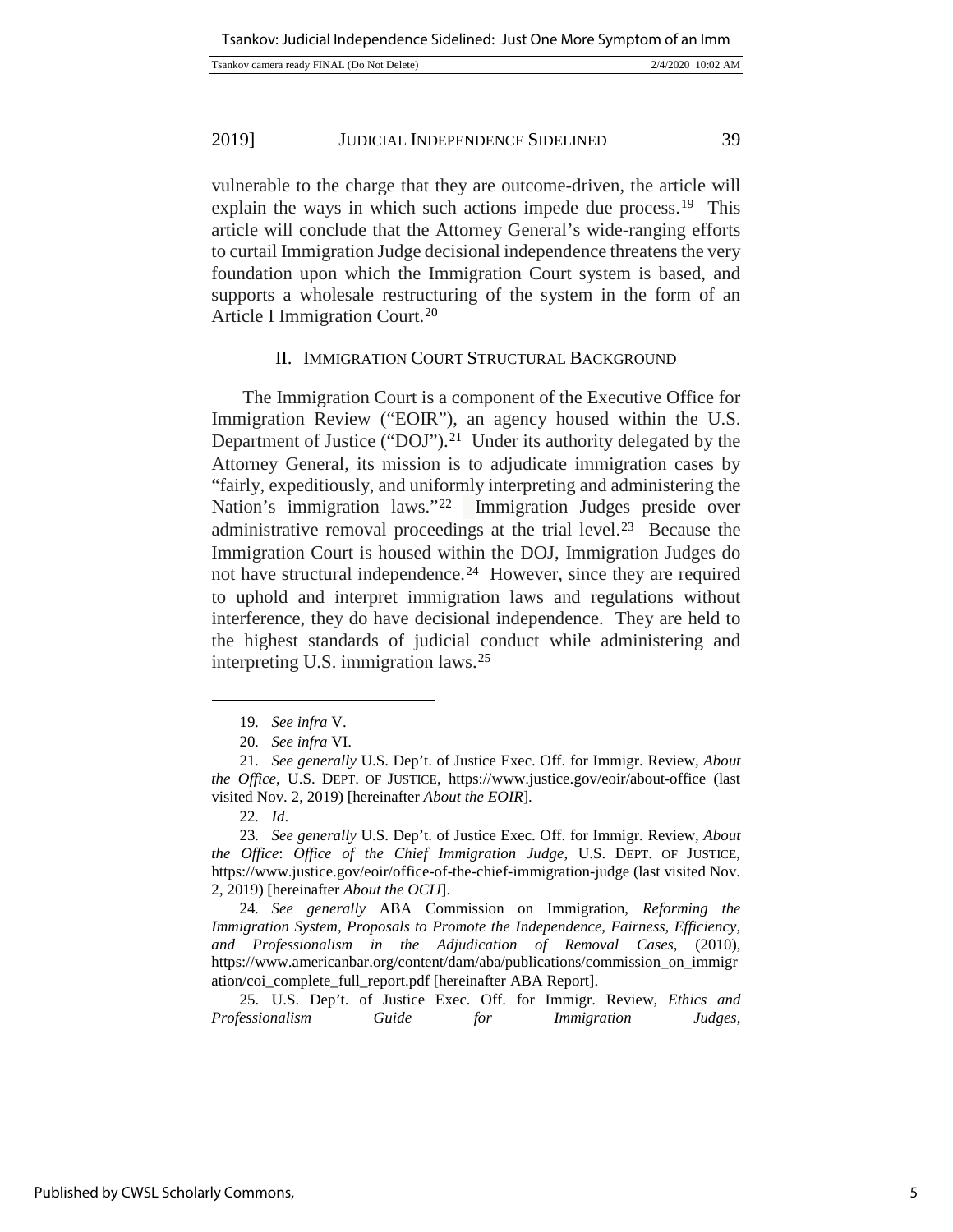vulnerable to the charge that they are outcome-driven, the article will explain the ways in which such actions impede due process.[19] This article will conclude that the Attorney General's wide-ranging efforts to curtail Immigration Judge decisional independence threatens the very foundation upon which the Immigration Court system is based, and supports a wholesale restructuring of the system in the form of an Article I Immigration Court.[20]

## II. IMMIGRATION COURT STRUCTURAL BACKGROUND

The Immigration Court is a component of the Executive Office for Immigration Review ("EOIR"), an agency housed within the U.S. Department of Justice ("DOJ").[21] Under its authority delegated by the Attorney General, its mission is to adjudicate immigration cases by "fairly, expeditiously, and uniformly interpreting and administering the Nation's immigration laws."[22] Immigration Judges preside over administrative removal proceedings at the trial level.[23] Because the Immigration Court is housed within the DOJ, Immigration Judges do not have structural independence.[24] However, since they are required to uphold and interpret immigration laws and regulations without interference, they do have decisional independence. They are held to the highest standards of judicial conduct while administering and interpreting U.S. immigration laws.[25]

---

19. *See infra* V.

20. *See infra* VI.

21. *See generally* U.S. Dep't. of Justice Exec. Off. for Immigr. Review, *About the Office*, U.S. DEPT. OF JUSTICE, https://www.justice.gov/eoir/about-office (last visited Nov. 2, 2019) [hereinafter *About the EOIR*].

22. *Id*.

23. *See generally* U.S. Dep't. of Justice Exec. Off. for Immigr. Review, *About the Office*: *Office of the Chief Immigration Judge*, U.S. DEPT. OF JUSTICE, https://www.justice.gov/eoir/office-of-the-chief-immigration-judge (last visited Nov. 2, 2019) [hereinafter *About the OCIJ*].

24. *See generally* ABA Commission on Immigration, *Reforming the Immigration System, Proposals to Promote the Independence, Fairness, Efficiency, and Professionalism in the Adjudication of Removal Cases*, (2010), https://www.americanbar.org/content/dam/aba/publications/commission_on_immigration/coi_complete_full_report.pdf [hereinafter ABA Report].

25. U.S. Dep't. of Justice Exec. Off. for Immigr. Review, *Ethics and Professionalism Guide for Immigration Judges*,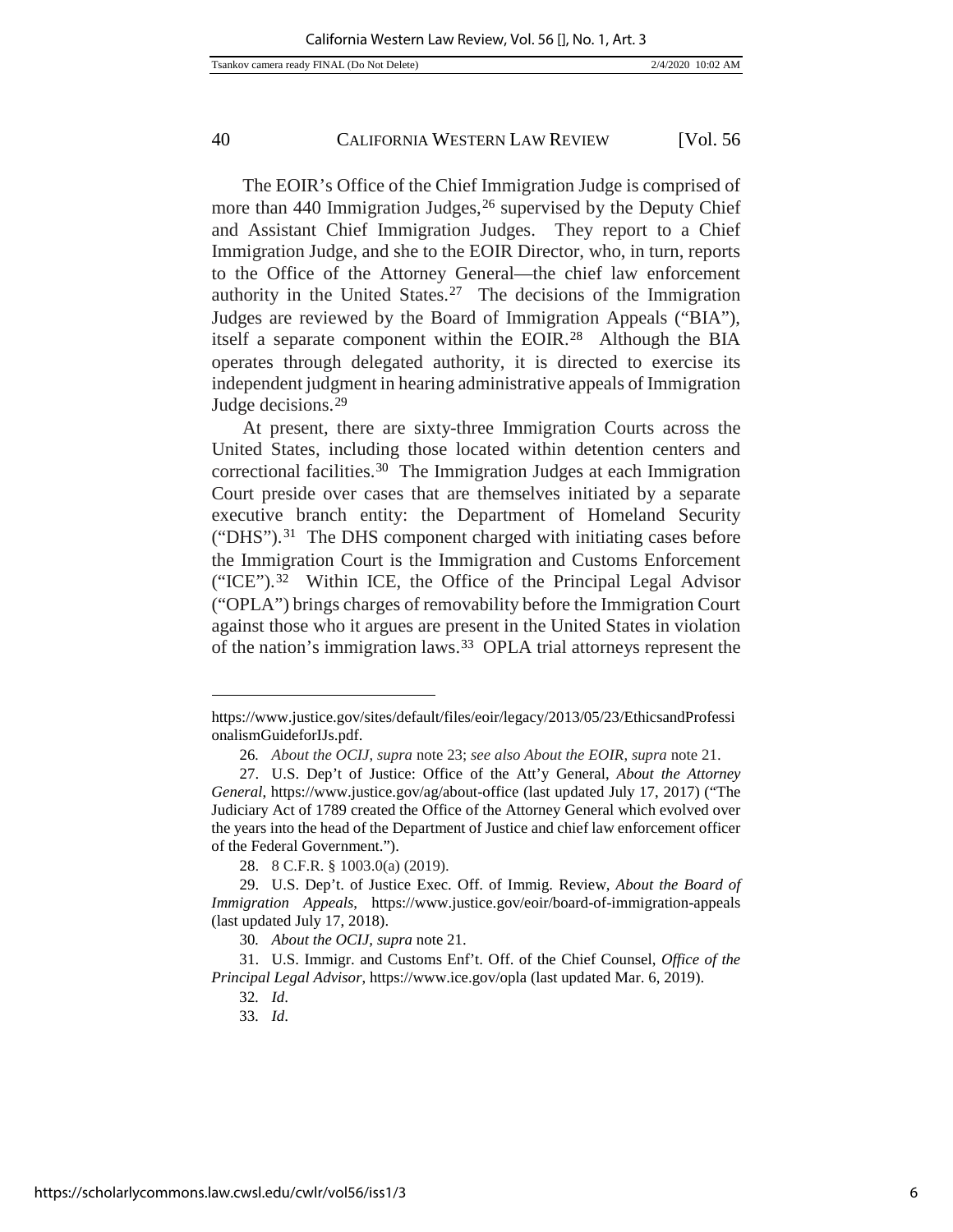The EOIR's Office of the Chief Immigration Judge is comprised of more than 440 Immigration Judges,[26] supervised by the Deputy Chief and Assistant Chief Immigration Judges. They report to a Chief Immigration Judge, and she to the EOIR Director, who, in turn, reports to the Office of the Attorney General—the chief law enforcement authority in the United States.[27] The decisions of the Immigration Judges are reviewed by the Board of Immigration Appeals ("BIA"), itself a separate component within the EOIR.[28] Although the BIA operates through delegated authority, it is directed to exercise its independent judgment in hearing administrative appeals of Immigration Judge decisions.[29]

At present, there are sixty-three Immigration Courts across the United States, including those located within detention centers and correctional facilities.[30] The Immigration Judges at each Immigration Court preside over cases that are themselves initiated by a separate executive branch entity: the Department of Homeland Security ("DHS").[31] The DHS component charged with initiating cases before the Immigration Court is the Immigration and Customs Enforcement ("ICE").[32] Within ICE, the Office of the Principal Legal Advisor ("OPLA") brings charges of removability before the Immigration Court against those who it argues are present in the United States in violation of the nation's immigration laws.[33] OPLA trial attorneys represent the

---

https://www.justice.gov/sites/default/files/eoir/legacy/2013/05/23/EthicsandProfessionalismGuideforIJs.pdf.

26. *About the OCIJ*, *supra* note 23; *see also About the EOIR*, *supra* note 21.

27. U.S. Dep't of Justice: Office of the Att'y General, *About the Attorney General*, https://www.justice.gov/ag/about-office (last updated July 17, 2017) ("The Judiciary Act of 1789 created the Office of the Attorney General which evolved over the years into the head of the Department of Justice and chief law enforcement officer of the Federal Government.").

28. 8 C.F.R. § 1003.0(a) (2019).

29. U.S. Dep't. of Justice Exec. Off. of Immig. Review, *About the Board of Immigration Appeals*, https://www.justice.gov/eoir/board-of-immigration-appeals (last updated July 17, 2018).

30. *About the OCIJ*, *supra* note 21.

31. U.S. Immigr. and Customs Enf't. Off. of the Chief Counsel, *Office of the Principal Legal Advisor*, https://www.ice.gov/opla (last updated Mar. 6, 2019).

32. *Id*.

33. *Id*.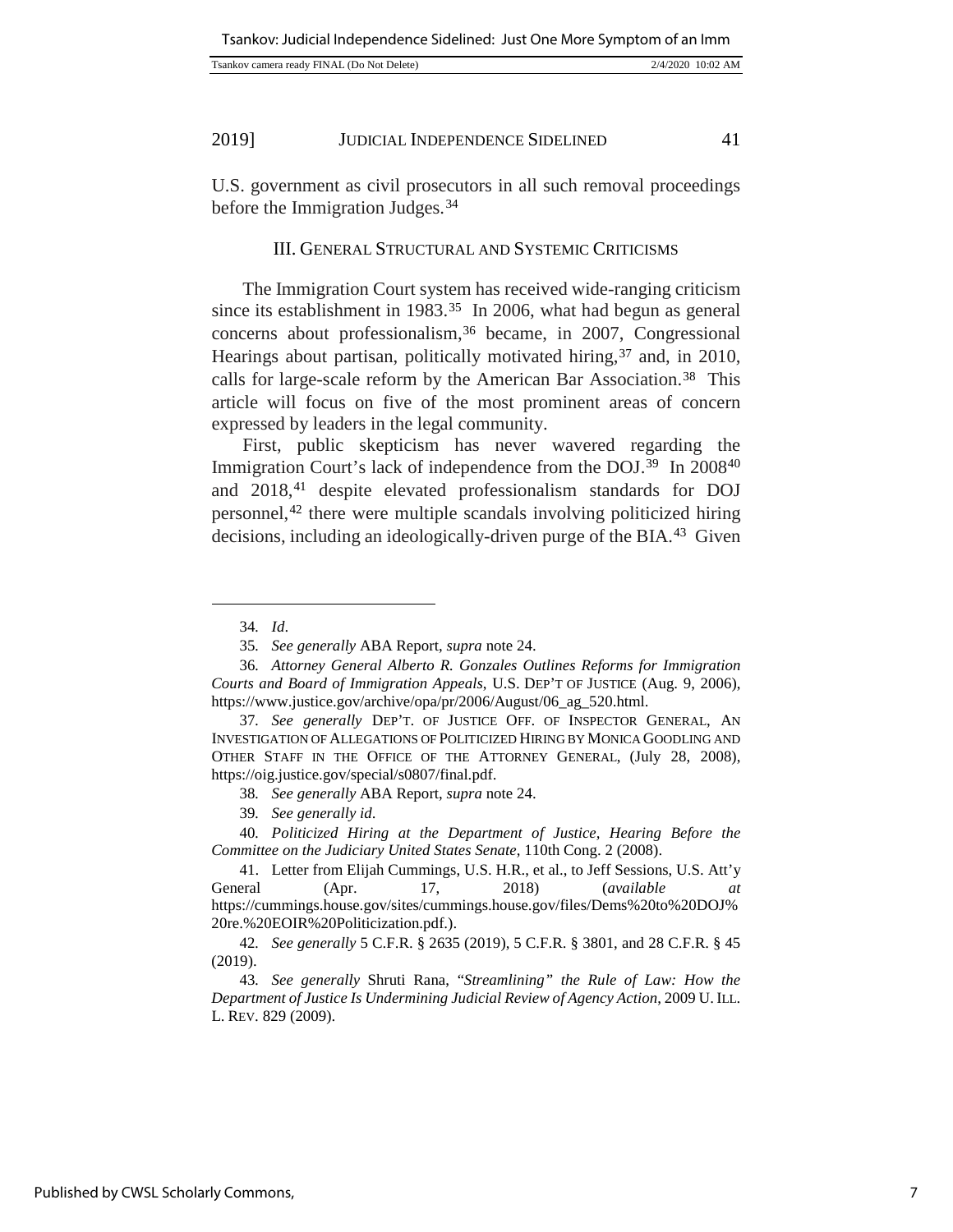U.S. government as civil prosecutors in all such removal proceedings before the Immigration Judges.[34]

## III. General Structural and Systemic Criticisms

The Immigration Court system has received wide-ranging criticism since its establishment in 1983.[35] In 2006, what had begun as general concerns about professionalism,[36] became, in 2007, Congressional Hearings about partisan, politically motivated hiring,[37] and, in 2010, calls for large-scale reform by the American Bar Association.[38] This article will focus on five of the most prominent areas of concern expressed by leaders in the legal community.

First, public skepticism has never wavered regarding the Immigration Court's lack of independence from the DOJ.[39] In 2008[40] and 2018,[41] despite elevated professionalism standards for DOJ personnel,[42] there were multiple scandals involving politicized hiring decisions, including an ideologically-driven purge of the BIA.[43] Given

---

34. *Id*.

35. *See generally* ABA Report, *supra* note 24.

36. *Attorney General Alberto R. Gonzales Outlines Reforms for Immigration Courts and Board of Immigration Appeals*, U.S. DEP'T OF JUSTICE (Aug. 9, 2006), https://www.justice.gov/archive/opa/pr/2006/August/06_ag_520.html.

37. *See generally* DEP'T. OF JUSTICE OFF. OF INSPECTOR GENERAL, AN INVESTIGATION OF ALLEGATIONS OF POLITICIZED HIRING BY MONICA GOODLING AND OTHER STAFF IN THE OFFICE OF THE ATTORNEY GENERAL, (July 28, 2008), https://oig.justice.gov/special/s0807/final.pdf.

38. *See generally* ABA Report, *supra* note 24.

39. *See generally id*.

40. *Politicized Hiring at the Department of Justice, Hearing Before the Committee on the Judiciary United States Senate*, 110th Cong. 2 (2008).

41. Letter from Elijah Cummings, U.S. H.R., et al., to Jeff Sessions, U.S. Att'y General (Apr. 17, 2018) (*available at* https://cummings.house.gov/sites/cummings.house.gov/files/Dems%20to%20DOJ%20re.%20EOIR%20Politicization.pdf.).

42. *See generally* 5 C.F.R. § 2635 (2019), 5 C.F.R. § 3801, and 28 C.F.R. § 45 (2019).

43. *See generally* Shruti Rana, *"Streamlining" the Rule of Law: How the Department of Justice Is Undermining Judicial Review of Agency Action*, 2009 U. ILL. L. REV. 829 (2009).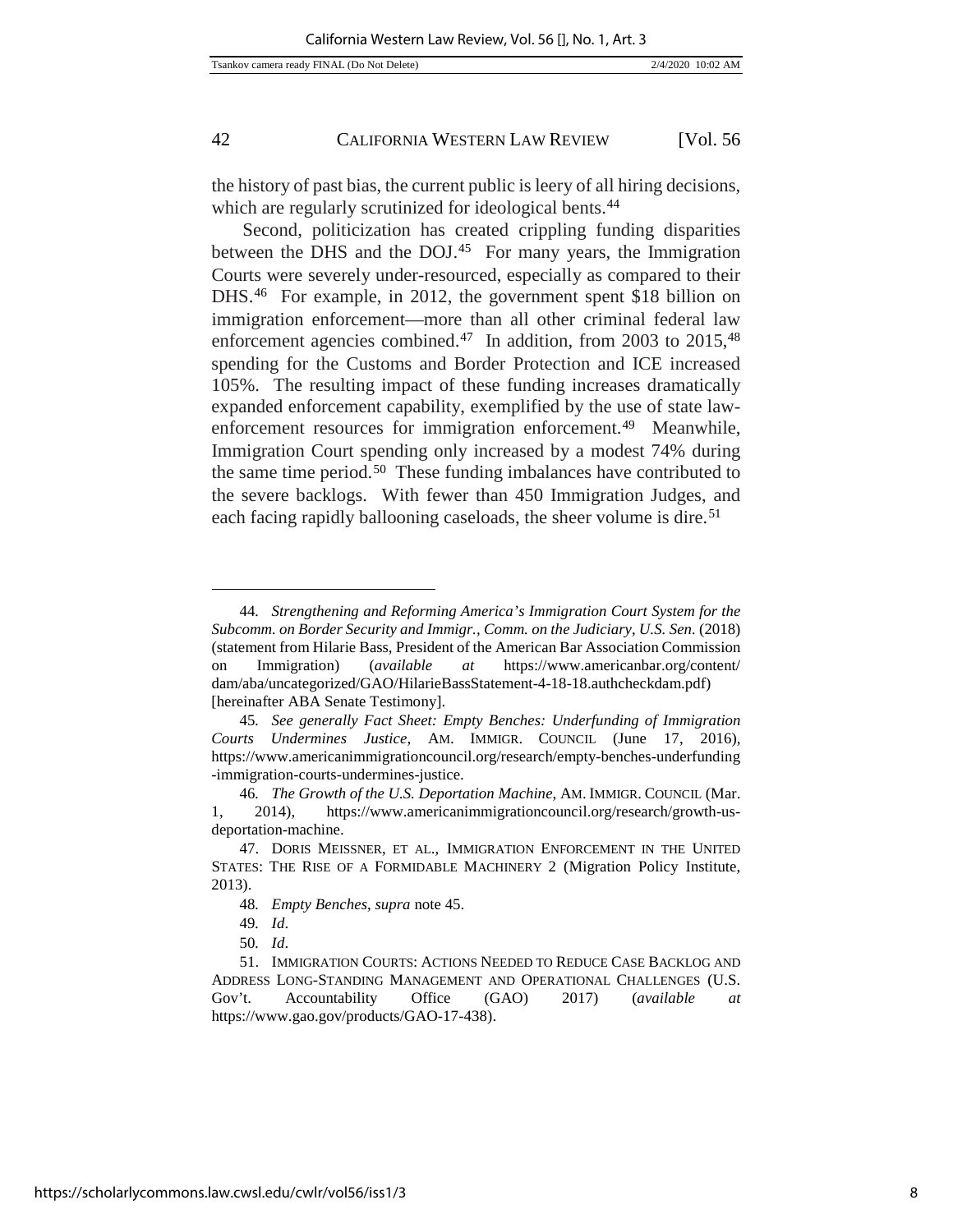the history of past bias, the current public is leery of all hiring decisions, which are regularly scrutinized for ideological bents.[44]

Second, politicization has created crippling funding disparities between the DHS and the DOJ.[45] For many years, the Immigration Courts were severely under-resourced, especially as compared to their DHS.[46] For example, in 2012, the government spent $18 billion on immigration enforcement—more than all other criminal federal law enforcement agencies combined.[47] In addition, from 2003 to 2015,[48] spending for the Customs and Border Protection and ICE increased 105%. The resulting impact of these funding increases dramatically expanded enforcement capability, exemplified by the use of state law-enforcement resources for immigration enforcement.[49] Meanwhile, Immigration Court spending only increased by a modest 74% during the same time period.[50] These funding imbalances have contributed to the severe backlogs. With fewer than 450 Immigration Judges, and each facing rapidly ballooning caseloads, the sheer volume is dire.[51]

---

44. *Strengthening and Reforming America's Immigration Court System for the Subcomm. on Border Security and Immigr., Comm. on the Judiciary, U.S. Sen.* (2018) (statement from Hilarie Bass, President of the American Bar Association Commission on Immigration) (*available at* https://www.americanbar.org/content/dam/aba/uncategorized/GAO/HilarieBassStatement-4-18-18.authcheckdam.pdf) [hereinafter ABA Senate Testimony].

45. *See generally Fact Sheet: Empty Benches: Underfunding of Immigration Courts Undermines Justice*, AM. IMMIGR. COUNCIL (June 17, 2016), https://www.americanimmigrationcouncil.org/research/empty-benches-underfunding-immigration-courts-undermines-justice.

46. *The Growth of the U.S. Deportation Machine*, AM. IMMIGR. COUNCIL (Mar. 1, 2014), https://www.americanimmigrationcouncil.org/research/growth-us-deportation-machine.

47. DORIS MEISSNER, ET AL., IMMIGRATION ENFORCEMENT IN THE UNITED STATES: THE RISE OF A FORMIDABLE MACHINERY 2 (Migration Policy Institute, 2013).

48. *Empty Benches*, *supra* note 45.

49. *Id*.

50. *Id*.

51. IMMIGRATION COURTS: ACTIONS NEEDED TO REDUCE CASE BACKLOG AND ADDRESS LONG-STANDING MANAGEMENT AND OPERATIONAL CHALLENGES (U.S. Gov't. Accountability Office (GAO) 2017) (*available at* https://www.gao.gov/products/GAO-17-438).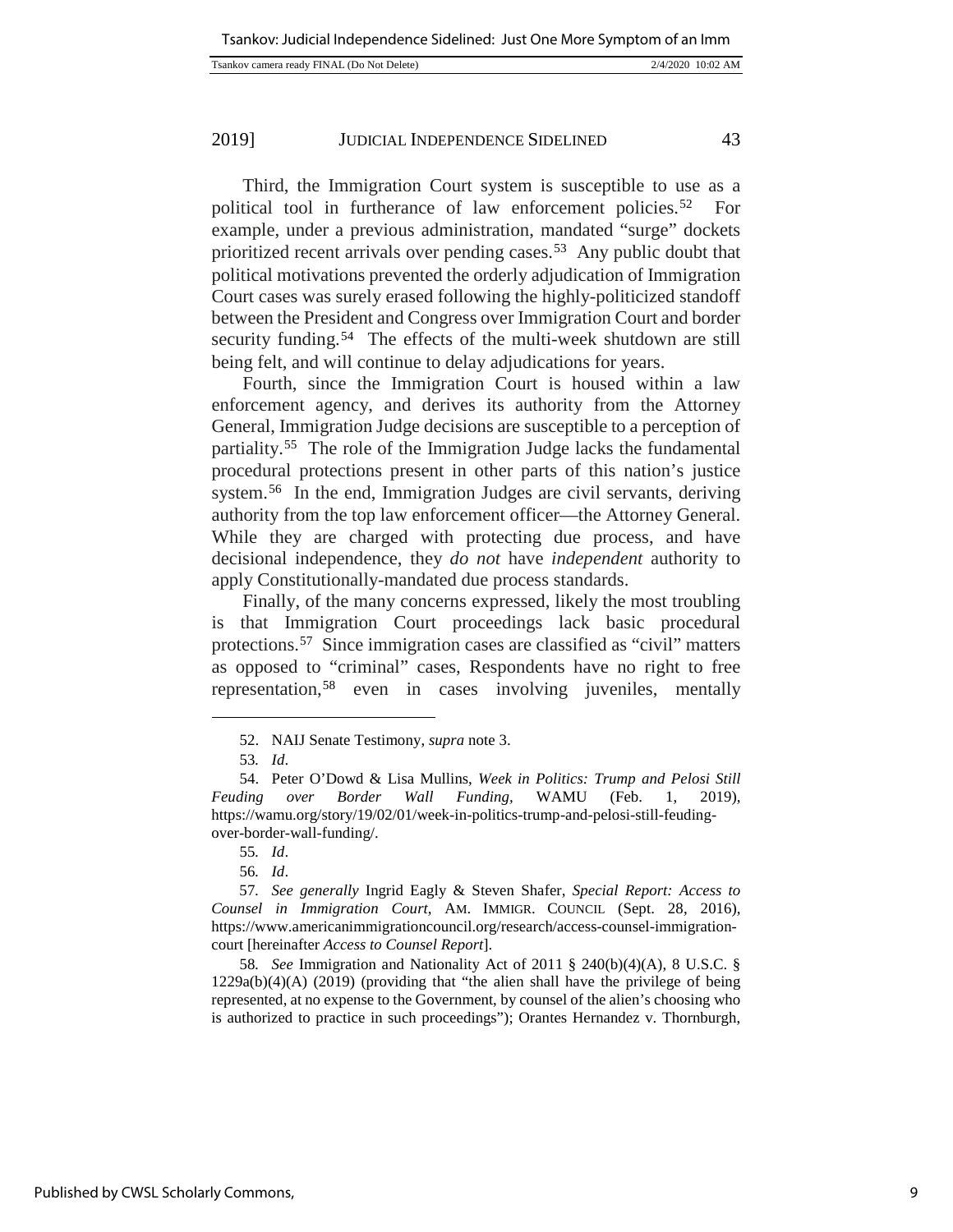Third, the Immigration Court system is susceptible to use as a political tool in furtherance of law enforcement policies.[52] For example, under a previous administration, mandated "surge" dockets prioritized recent arrivals over pending cases.[53] Any public doubt that political motivations prevented the orderly adjudication of Immigration Court cases was surely erased following the highly-politicized standoff between the President and Congress over Immigration Court and border security funding.[54] The effects of the multi-week shutdown are still being felt, and will continue to delay adjudications for years.

Fourth, since the Immigration Court is housed within a law enforcement agency, and derives its authority from the Attorney General, Immigration Judge decisions are susceptible to a perception of partiality.[55] The role of the Immigration Judge lacks the fundamental procedural protections present in other parts of this nation's justice system.[56] In the end, Immigration Judges are civil servants, deriving authority from the top law enforcement officer—the Attorney General. While they are charged with protecting due process, and have decisional independence, they *do not* have *independent* authority to apply Constitutionally-mandated due process standards.

Finally, of the many concerns expressed, likely the most troubling is that Immigration Court proceedings lack basic procedural protections.[57] Since immigration cases are classified as "civil" matters as opposed to "criminal" cases, Respondents have no right to free representation,[58] even in cases involving juveniles, mentally

---

52. NAIJ Senate Testimony, *supra* note 3.

53. *Id*.

54. Peter O'Dowd & Lisa Mullins, *Week in Politics: Trump and Pelosi Still Feuding over Border Wall Funding*, WAMU (Feb. 1, 2019), https://wamu.org/story/19/02/01/week-in-politics-trump-and-pelosi-still-feuding-over-border-wall-funding/.

55. *Id*.

56. *Id*.

57. *See generally* Ingrid Eagly & Steven Shafer, *Special Report: Access to Counsel in Immigration Court*, AM. IMMIGR. COUNCIL (Sept. 28, 2016), https://www.americanimmigrationcouncil.org/research/access-counsel-immigration-court [hereinafter *Access to Counsel Report*].

58. *See* Immigration and Nationality Act of 2011 § 240(b)(4)(A), 8 U.S.C. § 1229a(b)(4)(A) (2019) (providing that "the alien shall have the privilege of being represented, at no expense to the Government, by counsel of the alien's choosing who is authorized to practice in such proceedings"); Orantes Hernandez v. Thornburgh,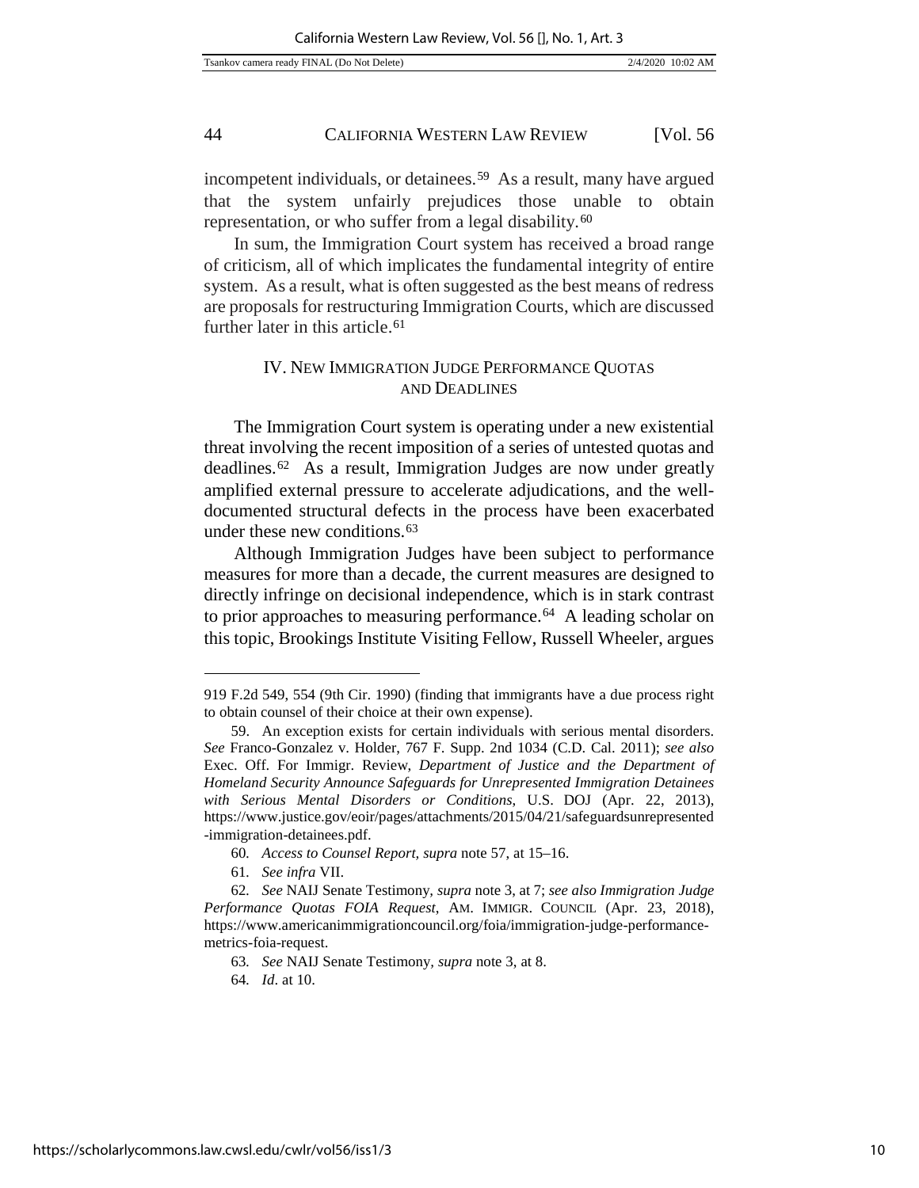incompetent individuals, or detainees.[59] As a result, many have argued that the system unfairly prejudices those unable to obtain representation, or who suffer from a legal disability.[60]

In sum, the Immigration Court system has received a broad range of criticism, all of which implicates the fundamental integrity of entire system. As a result, what is often suggested as the best means of redress are proposals for restructuring Immigration Courts, which are discussed further later in this article.[61]

## IV. New Immigration Judge Performance Quotas and Deadlines

The Immigration Court system is operating under a new existential threat involving the recent imposition of a series of untested quotas and deadlines.[62] As a result, Immigration Judges are now under greatly amplified external pressure to accelerate adjudications, and the well-documented structural defects in the process have been exacerbated under these new conditions.[63]

Although Immigration Judges have been subject to performance measures for more than a decade, the current measures are designed to directly infringe on decisional independence, which is in stark contrast to prior approaches to measuring performance.[64] A leading scholar on this topic, Brookings Institute Visiting Fellow, Russell Wheeler, argues

---

919 F.2d 549, 554 (9th Cir. 1990) (finding that immigrants have a due process right to obtain counsel of their choice at their own expense).

59. An exception exists for certain individuals with serious mental disorders. *See* Franco-Gonzalez v. Holder, 767 F. Supp. 2nd 1034 (C.D. Cal. 2011); *see also* Exec. Off. For Immigr. Review, *Department of Justice and the Department of Homeland Security Announce Safeguards for Unrepresented Immigration Detainees with Serious Mental Disorders or Conditions*, U.S. DOJ (Apr. 22, 2013), https://www.justice.gov/eoir/pages/attachments/2015/04/21/safeguardsunrepresented-immigration-detainees.pdf.

60. *Access to Counsel Report, supra* note 57, at 15–16.

61. *See infra* VII.

62. *See* NAIJ Senate Testimony, *supra* note 3, at 7; *see also Immigration Judge Performance Quotas FOIA Request*, AM. IMMIGR. COUNCIL (Apr. 23, 2018), https://www.americanimmigrationcouncil.org/foia/immigration-judge-performance-metrics-foia-request.

63. *See* NAIJ Senate Testimony, *supra* note 3, at 8.

64. *Id*. at 10.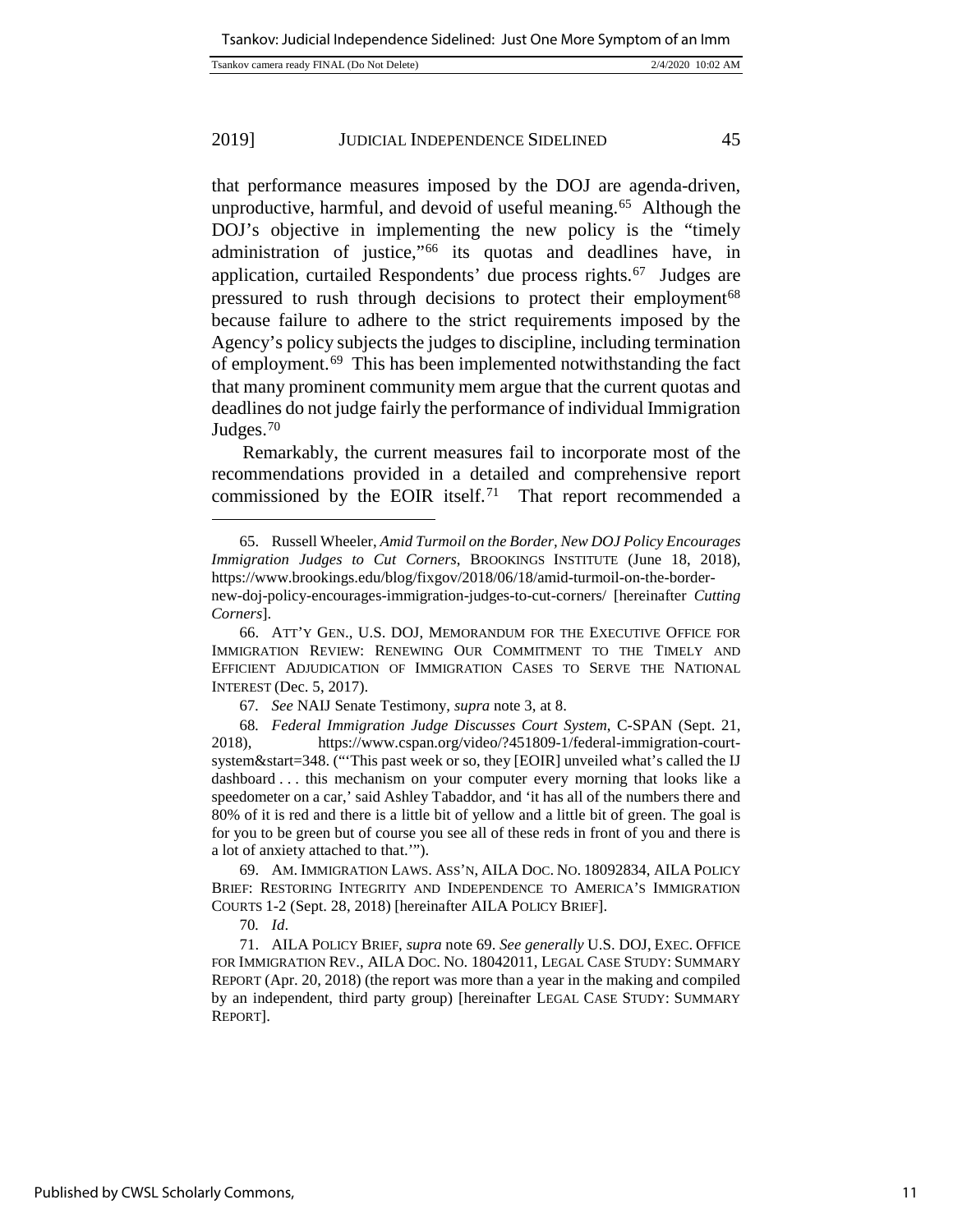that performance measures imposed by the DOJ are agenda-driven, unproductive, harmful, and devoid of useful meaning.[65] Although the DOJ's objective in implementing the new policy is the "timely administration of justice,"[66] its quotas and deadlines have, in application, curtailed Respondents' due process rights.[67] Judges are pressured to rush through decisions to protect their employment[68] because failure to adhere to the strict requirements imposed by the Agency's policy subjects the judges to discipline, including termination of employment.[69] This has been implemented notwithstanding the fact that many prominent community mem argue that the current quotas and deadlines do not judge fairly the performance of individual Immigration Judges.[70]

Remarkably, the current measures fail to incorporate most of the recommendations provided in a detailed and comprehensive report commissioned by the EOIR itself.[71] That report recommended a

---

65. Russell Wheeler, *Amid Turmoil on the Border, New DOJ Policy Encourages Immigration Judges to Cut Corners*, BROOKINGS INSTITUTE (June 18, 2018), https://www.brookings.edu/blog/fixgov/2018/06/18/amid-turmoil-on-the-border-new-doj-policy-encourages-immigration-judges-to-cut-corners/ [hereinafter *Cutting Corners*].

66. ATT'Y GEN., U.S. DOJ, MEMORANDUM FOR THE EXECUTIVE OFFICE FOR IMMIGRATION REVIEW: RENEWING OUR COMMITMENT TO THE TIMELY AND EFFICIENT ADJUDICATION OF IMMIGRATION CASES TO SERVE THE NATIONAL INTEREST (Dec. 5, 2017).

67. *See* NAIJ Senate Testimony, *supra* note 3, at 8.

68. *Federal Immigration Judge Discusses Court System*, C-SPAN (Sept. 21, 2018), https://www.cspan.org/video/?451809-1/federal-immigration-court-system&start=348. ("'This past week or so, they [EOIR] unveiled what's called the IJ dashboard . . . this mechanism on your computer every morning that looks like a speedometer on a car,' said Ashley Tabaddor, and 'it has all of the numbers there and 80% of it is red and there is a little bit of yellow and a little bit of green. The goal is for you to be green but of course you see all of these reds in front of you and there is a lot of anxiety attached to that.'").

69. AM. IMMIGRATION LAWS. ASS'N, AILA DOC. NO. 18092834, AILA POLICY BRIEF: RESTORING INTEGRITY AND INDEPENDENCE TO AMERICA'S IMMIGRATION COURTS 1-2 (Sept. 28, 2018) [hereinafter AILA POLICY BRIEF].

70. *Id*.

71. AILA POLICY BRIEF, *supra* note 69. *See generally* U.S. DOJ, EXEC. OFFICE FOR IMMIGRATION REV., AILA DOC. NO. 18042011, LEGAL CASE STUDY: SUMMARY REPORT (Apr. 20, 2018) (the report was more than a year in the making and compiled by an independent, third party group) [hereinafter LEGAL CASE STUDY: SUMMARY REPORT].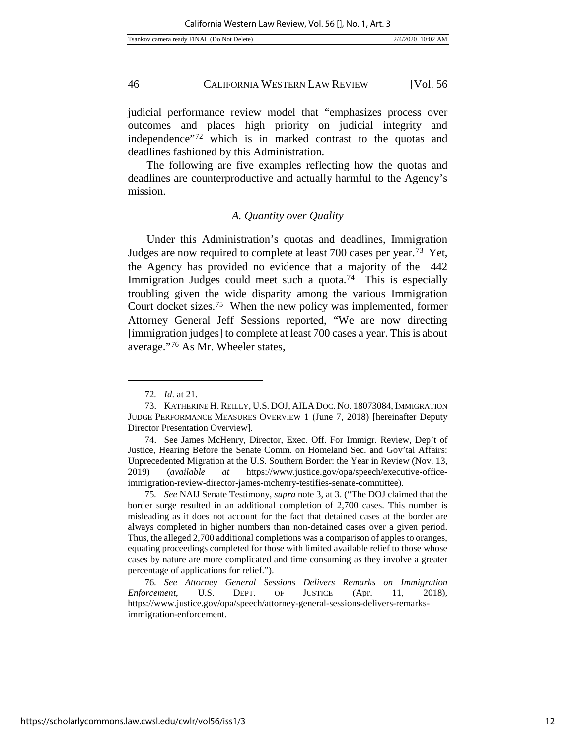judicial performance review model that "emphasizes process over outcomes and places high priority on judicial integrity and independence"[72] which is in marked contrast to the quotas and deadlines fashioned by this Administration.

The following are five examples reflecting how the quotas and deadlines are counterproductive and actually harmful to the Agency's mission.

### *A. Quantity over Quality*

Under this Administration's quotas and deadlines, Immigration Judges are now required to complete at least 700 cases per year.[73] Yet, the Agency has provided no evidence that a majority of the 442 Immigration Judges could meet such a quota.[74] This is especially troubling given the wide disparity among the various Immigration Court docket sizes.[75] When the new policy was implemented, former Attorney General Jeff Sessions reported, "We are now directing [immigration judges] to complete at least 700 cases a year. This is about average."[76] As Mr. Wheeler states,

---

72. *Id*. at 21.

73. KATHERINE H. REILLY, U.S. DOJ, AILA DOC. NO. 18073084, IMMIGRATION JUDGE PERFORMANCE MEASURES OVERVIEW 1 (June 7, 2018) [hereinafter Deputy Director Presentation Overview].

74. See James McHenry, Director, Exec. Off. For Immigr. Review, Dep't of Justice, Hearing Before the Senate Comm. on Homeland Sec. and Gov'tal Affairs: Unprecedented Migration at the U.S. Southern Border: the Year in Review (Nov. 13, 2019) (*available at* https://www.justice.gov/opa/speech/executive-office-immigration-review-director-james-mchenry-testifies-senate-committee).

75. *See* NAIJ Senate Testimony, *supra* note 3, at 3. ("The DOJ claimed that the border surge resulted in an additional completion of 2,700 cases. This number is misleading as it does not account for the fact that detained cases at the border are always completed in higher numbers than non-detained cases over a given period. Thus, the alleged 2,700 additional completions was a comparison of apples to oranges, equating proceedings completed for those with limited available relief to those whose cases by nature are more complicated and time consuming as they involve a greater percentage of applications for relief.").

76. *See Attorney General Sessions Delivers Remarks on Immigration Enforcement*, U.S. DEPT. OF JUSTICE (Apr. 11, 2018), https://www.justice.gov/opa/speech/attorney-general-sessions-delivers-remarks-immigration-enforcement.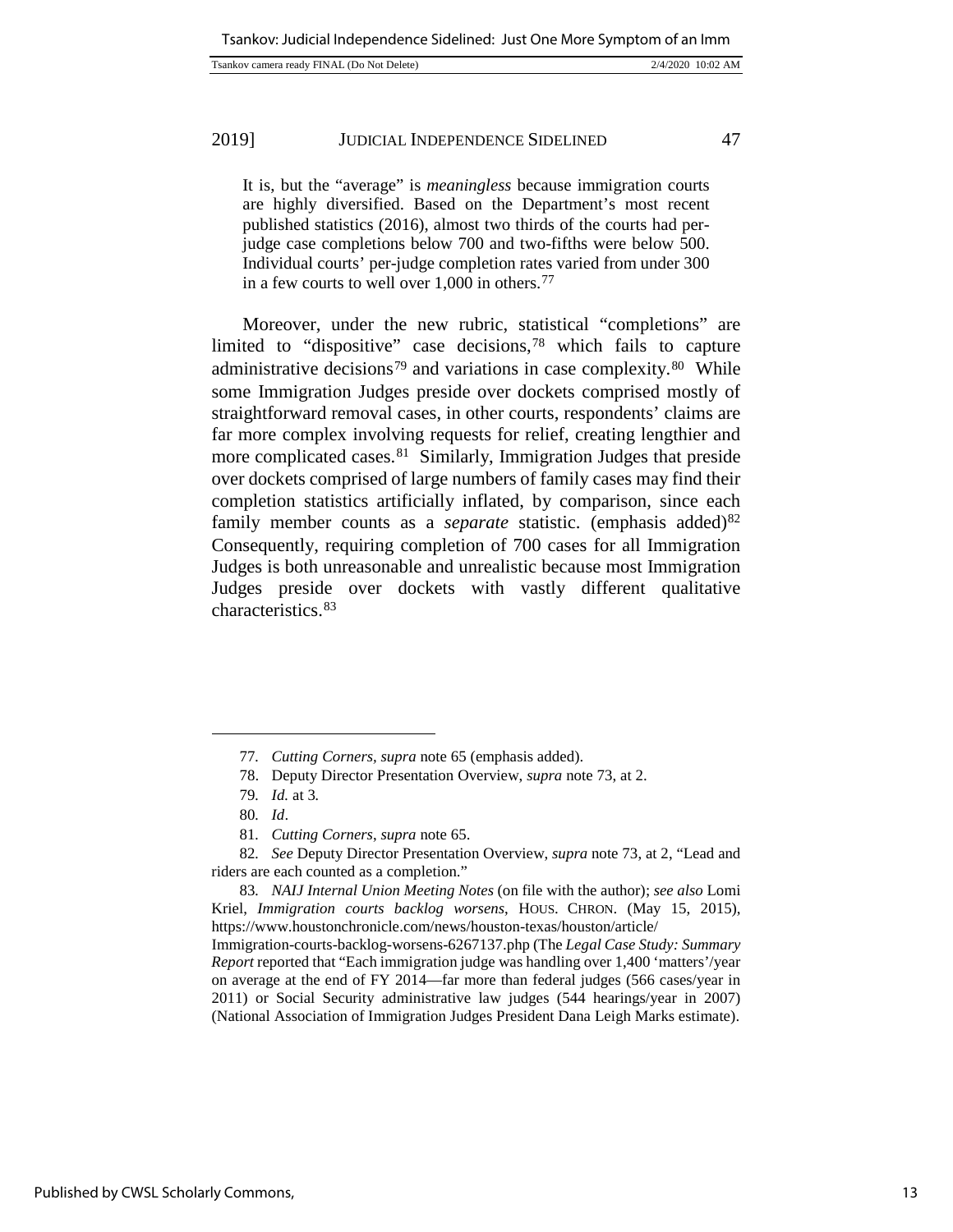> It is, but the "average" is *meaningless* because immigration courts are highly diversified. Based on the Department's most recent published statistics (2016), almost two thirds of the courts had per-judge case completions below 700 and two-fifths were below 500. Individual courts' per-judge completion rates varied from under 300 in a few courts to well over 1,000 in others.[77]

Moreover, under the new rubric, statistical "completions" are limited to "dispositive" case decisions,[78] which fails to capture administrative decisions[79] and variations in case complexity.[80] While some Immigration Judges preside over dockets comprised mostly of straightforward removal cases, in other courts, respondents' claims are far more complex involving requests for relief, creating lengthier and more complicated cases.[81] Similarly, Immigration Judges that preside over dockets comprised of large numbers of family cases may find their completion statistics artificially inflated, by comparison, since each family member counts as a *separate* statistic. (emphasis added)[82] Consequently, requiring completion of 700 cases for all Immigration Judges is both unreasonable and unrealistic because most Immigration Judges preside over dockets with vastly different qualitative characteristics.[83]

---

77. *Cutting Corners*, *supra* note 65 (emphasis added).

78. Deputy Director Presentation Overview, *supra* note 73, at 2.

79. *Id.* at 3.

80. *Id*.

81. *Cutting Corners*, *supra* note 65.

82. *See* Deputy Director Presentation Overview, *supra* note 73, at 2, "Lead and riders are each counted as a completion."

83. *NAIJ Internal Union Meeting Notes* (on file with the author); *see also* Lomi Kriel, *Immigration courts backlog worsens*, HOUS. CHRON. (May 15, 2015), https://www.houstonchronicle.com/news/houston-texas/houston/article/Immigration-courts-backlog-worsens-6267137.php (The *Legal Case Study: Summary Report* reported that "Each immigration judge was handling over 1,400 'matters'/year on average at the end of FY 2014—far more than federal judges (566 cases/year in 2011) or Social Security administrative law judges (544 hearings/year in 2007) (National Association of Immigration Judges President Dana Leigh Marks estimate).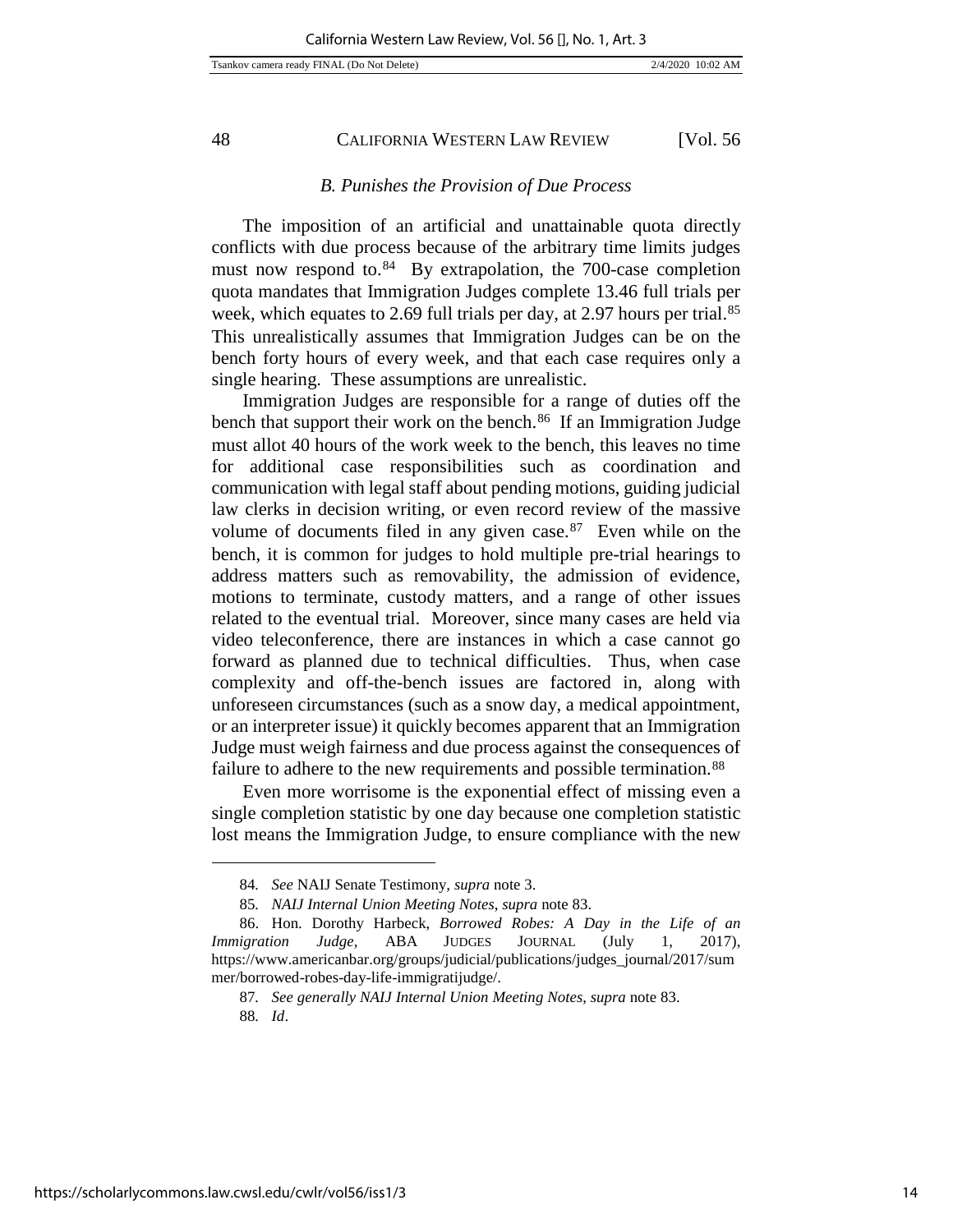### *B. Punishes the Provision of Due Process*

The imposition of an artificial and unattainable quota directly conflicts with due process because of the arbitrary time limits judges must now respond to.[84] By extrapolation, the 700-case completion quota mandates that Immigration Judges complete 13.46 full trials per week, which equates to 2.69 full trials per day, at 2.97 hours per trial.[85] This unrealistically assumes that Immigration Judges can be on the bench forty hours of every week, and that each case requires only a single hearing. These assumptions are unrealistic.

Immigration Judges are responsible for a range of duties off the bench that support their work on the bench.[86] If an Immigration Judge must allot 40 hours of the work week to the bench, this leaves no time for additional case responsibilities such as coordination and communication with legal staff about pending motions, guiding judicial law clerks in decision writing, or even record review of the massive volume of documents filed in any given case.[87] Even while on the bench, it is common for judges to hold multiple pre-trial hearings to address matters such as removability, the admission of evidence, motions to terminate, custody matters, and a range of other issues related to the eventual trial. Moreover, since many cases are held via video teleconference, there are instances in which a case cannot go forward as planned due to technical difficulties. Thus, when case complexity and off-the-bench issues are factored in, along with unforeseen circumstances (such as a snow day, a medical appointment, or an interpreter issue) it quickly becomes apparent that an Immigration Judge must weigh fairness and due process against the consequences of failure to adhere to the new requirements and possible termination.[88]

Even more worrisome is the exponential effect of missing even a single completion statistic by one day because one completion statistic lost means the Immigration Judge, to ensure compliance with the new

---

84. *See* NAIJ Senate Testimony, *supra* note 3.

85. *NAIJ Internal Union Meeting Notes*, *supra* note 83.

86. Hon. Dorothy Harbeck, *Borrowed Robes: A Day in the Life of an Immigration Judge*, ABA JUDGES JOURNAL (July 1, 2017), https://www.americanbar.org/groups/judicial/publications/judges_journal/2017/summer/borrowed-robes-day-life-immigratijudge/.

87. *See generally NAIJ Internal Union Meeting Notes*, *supra* note 83.

88. *Id*.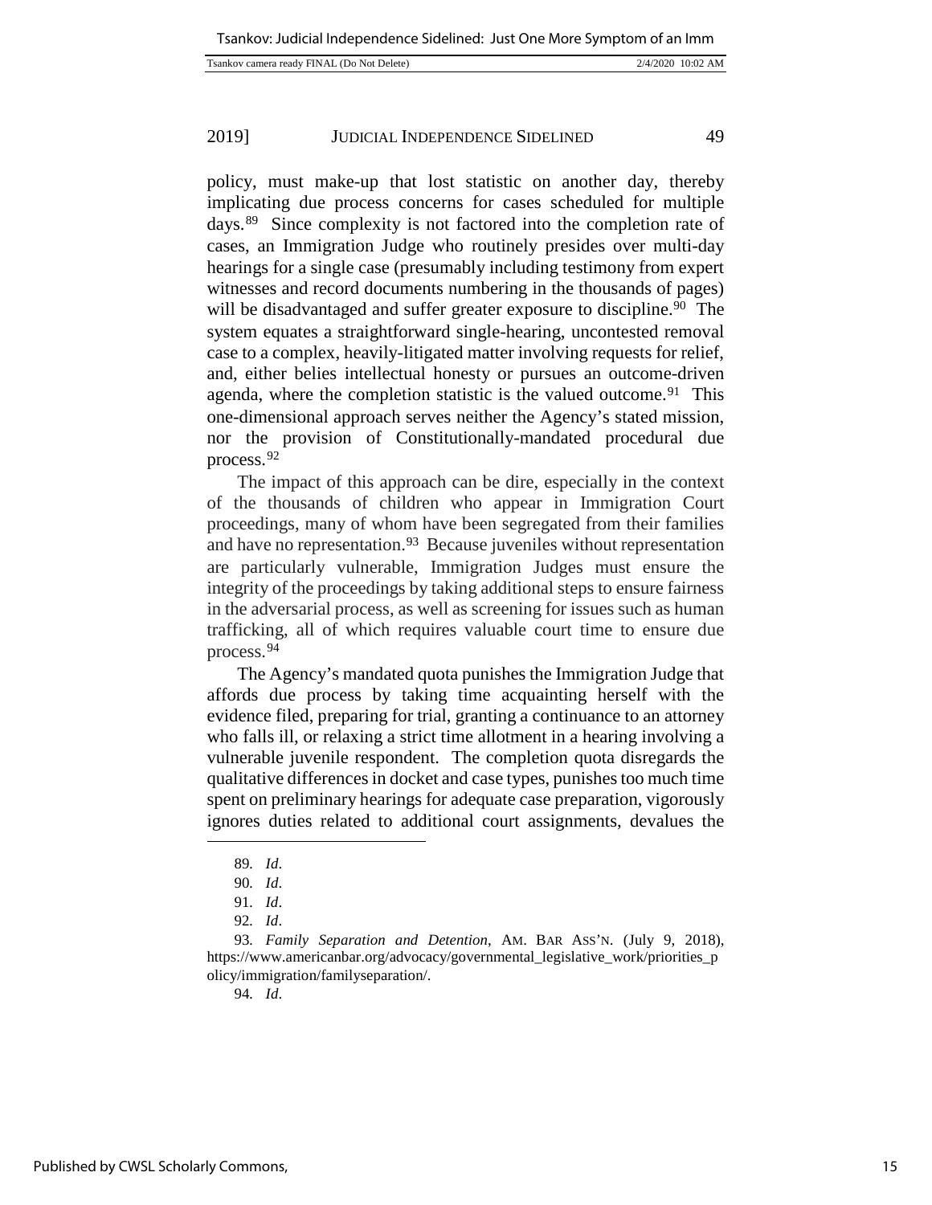policy, must make-up that lost statistic on another day, thereby implicating due process concerns for cases scheduled for multiple days.[89] Since complexity is not factored into the completion rate of cases, an Immigration Judge who routinely presides over multi-day hearings for a single case (presumably including testimony from expert witnesses and record documents numbering in the thousands of pages) will be disadvantaged and suffer greater exposure to discipline.[90] The system equates a straightforward single-hearing, uncontested removal case to a complex, heavily-litigated matter involving requests for relief, and, either belies intellectual honesty or pursues an outcome-driven agenda, where the completion statistic is the valued outcome.[91] This one-dimensional approach serves neither the Agency's stated mission, nor the provision of Constitutionally-mandated procedural due process.[92]

The impact of this approach can be dire, especially in the context of the thousands of children who appear in Immigration Court proceedings, many of whom have been segregated from their families and have no representation.[93] Because juveniles without representation are particularly vulnerable, Immigration Judges must ensure the integrity of the proceedings by taking additional steps to ensure fairness in the adversarial process, as well as screening for issues such as human trafficking, all of which requires valuable court time to ensure due process.[94]

The Agency's mandated quota punishes the Immigration Judge that affords due process by taking time acquainting herself with the evidence filed, preparing for trial, granting a continuance to an attorney who falls ill, or relaxing a strict time allotment in a hearing involving a vulnerable juvenile respondent. The completion quota disregards the qualitative differences in docket and case types, punishes too much time spent on preliminary hearings for adequate case preparation, vigorously ignores duties related to additional court assignments, devalues the

---

89. *Id*.

90. *Id*.

91. *Id*.

92. *Id*.

93. *Family Separation and Detention*, AM. BAR ASS'N. (July 9, 2018), https://www.americanbar.org/advocacy/governmental_legislative_work/priorities_policy/immigration/familyseparation/.

94. *Id*.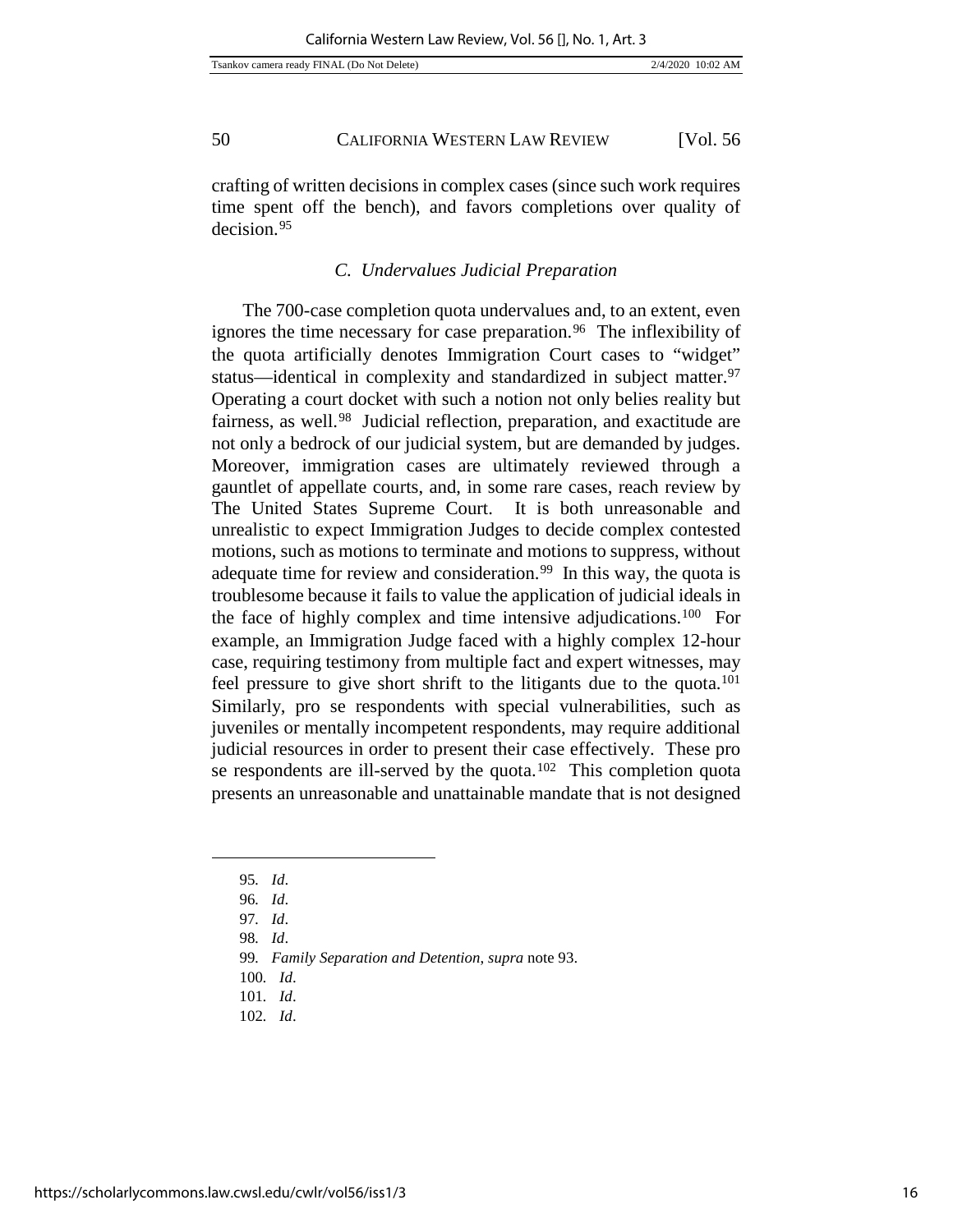crafting of written decisions in complex cases (since such work requires time spent off the bench), and favors completions over quality of decision.[95]

### *C. Undervalues Judicial Preparation*

The 700-case completion quota undervalues and, to an extent, even ignores the time necessary for case preparation.[96] The inflexibility of the quota artificially denotes Immigration Court cases to "widget" status—identical in complexity and standardized in subject matter.[97] Operating a court docket with such a notion not only belies reality but fairness, as well.[98] Judicial reflection, preparation, and exactitude are not only a bedrock of our judicial system, but are demanded by judges. Moreover, immigration cases are ultimately reviewed through a gauntlet of appellate courts, and, in some rare cases, reach review by The United States Supreme Court. It is both unreasonable and unrealistic to expect Immigration Judges to decide complex contested motions, such as motions to terminate and motions to suppress, without adequate time for review and consideration.[99] In this way, the quota is troublesome because it fails to value the application of judicial ideals in the face of highly complex and time intensive adjudications.[100] For example, an Immigration Judge faced with a highly complex 12-hour case, requiring testimony from multiple fact and expert witnesses, may feel pressure to give short shrift to the litigants due to the quota.[101] Similarly, pro se respondents with special vulnerabilities, such as juveniles or mentally incompetent respondents, may require additional judicial resources in order to present their case effectively. These pro se respondents are ill-served by the quota.[102] This completion quota presents an unreasonable and unattainable mandate that is not designed

---

95. *Id*.
96. *Id*.
97. *Id*.
98. *Id*.
99. *Family Separation and Detention*, *supra* note 93.
100. *Id*.
101. *Id*.
102. *Id*.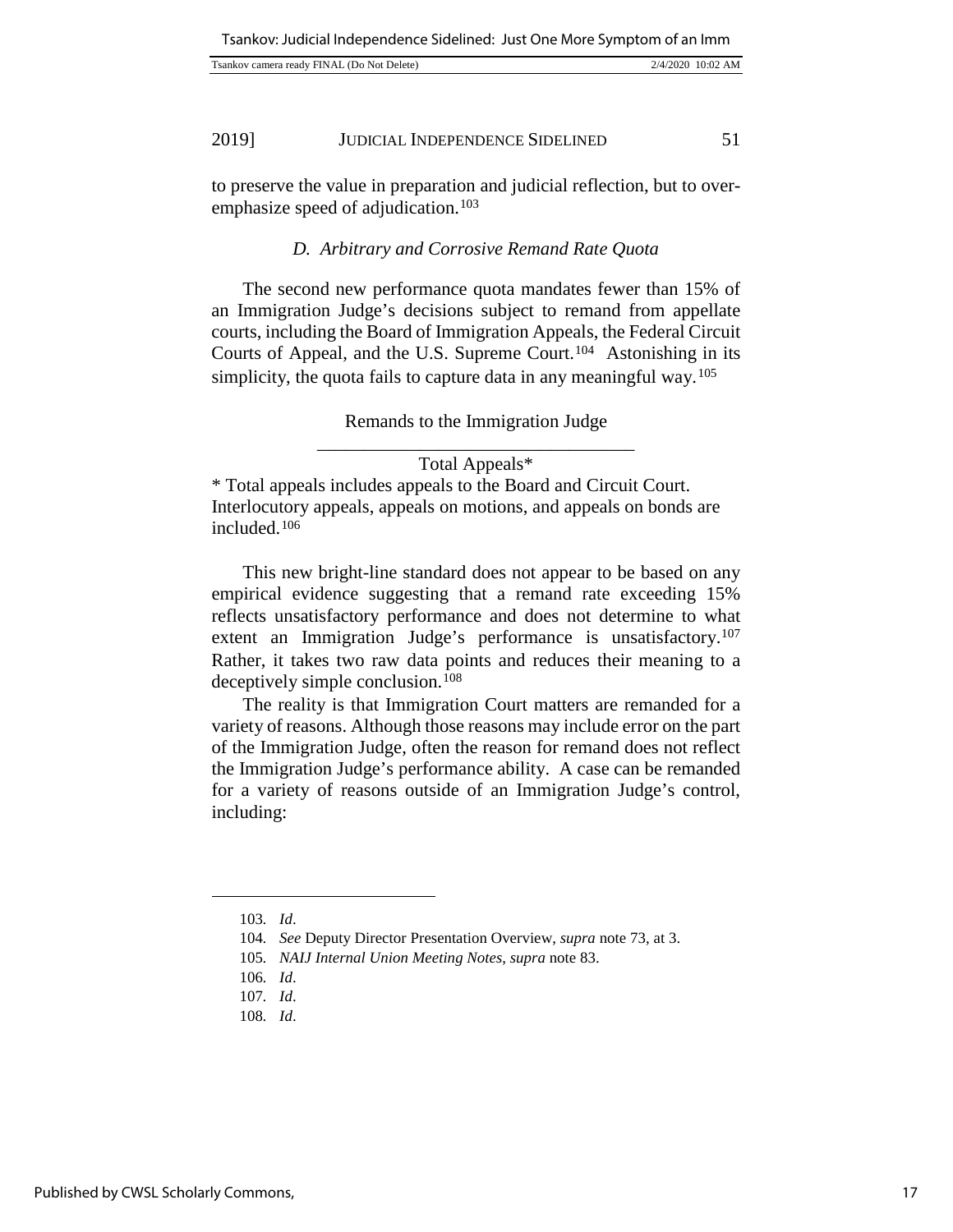to preserve the value in preparation and judicial reflection, but to overemphasize speed of adjudication.[103]

### D. Arbitrary and Corrosive Remand Rate Quota

The second new performance quota mandates fewer than 15% of an Immigration Judge's decisions subject to remand from appellate courts, including the Board of Immigration Appeals, the Federal Circuit Courts of Appeal, and the U.S. Supreme Court.[104] Astonishing in its simplicity, the quota fails to capture data in any meaningful way.[105]

$$\frac{\text{Remands to the Immigration Judge}}{\text{Total Appeals*}}$$

* Total appeals includes appeals to the Board and Circuit Court. Interlocutory appeals, appeals on motions, and appeals on bonds are included.[106]

This new bright-line standard does not appear to be based on any empirical evidence suggesting that a remand rate exceeding 15% reflects unsatisfactory performance and does not determine to what extent an Immigration Judge's performance is unsatisfactory.[107] Rather, it takes two raw data points and reduces their meaning to a deceptively simple conclusion.[108]

The reality is that Immigration Court matters are remanded for a variety of reasons. Although those reasons may include error on the part of the Immigration Judge, often the reason for remand does not reflect the Immigration Judge's performance ability. A case can be remanded for a variety of reasons outside of an Immigration Judge's control, including:

---

103. *Id*.
104. *See* Deputy Director Presentation Overview, *supra* note 73, at 3.
105. *NAIJ Internal Union Meeting Notes*, *supra* note 83.
106. *Id*.
107. *Id*.
108. *Id*.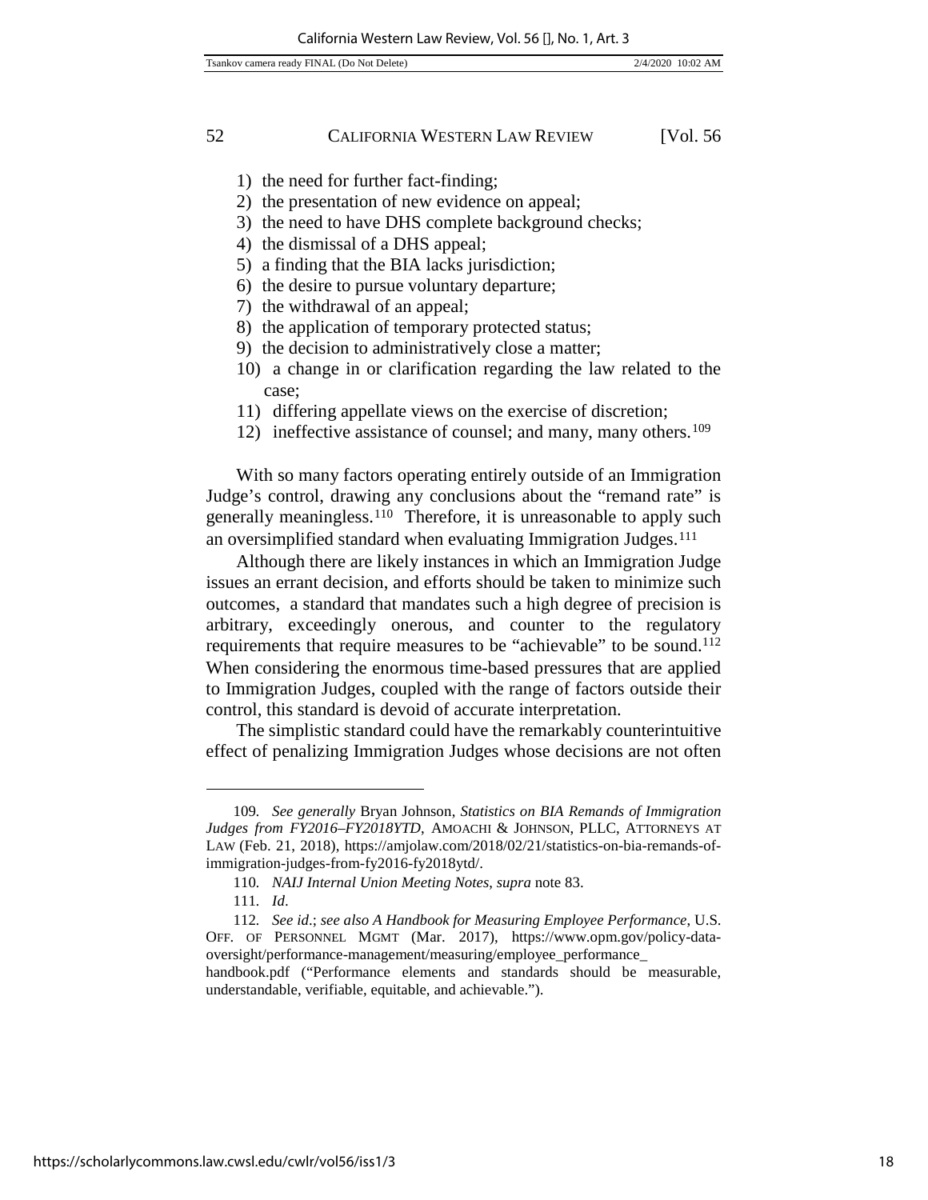1) the need for further fact-finding;
2) the presentation of new evidence on appeal;
3) the need to have DHS complete background checks;
4) the dismissal of a DHS appeal;
5) a finding that the BIA lacks jurisdiction;
6) the desire to pursue voluntary departure;
7) the withdrawal of an appeal;
8) the application of temporary protected status;
9) the decision to administratively close a matter;
10) a change in or clarification regarding the law related to the case;
11) differing appellate views on the exercise of discretion;
12) ineffective assistance of counsel; and many, many others.[109]

With so many factors operating entirely outside of an Immigration Judge's control, drawing any conclusions about the "remand rate" is generally meaningless.[110] Therefore, it is unreasonable to apply such an oversimplified standard when evaluating Immigration Judges.[111]

Although there are likely instances in which an Immigration Judge issues an errant decision, and efforts should be taken to minimize such outcomes, a standard that mandates such a high degree of precision is arbitrary, exceedingly onerous, and counter to the regulatory requirements that require measures to be "achievable" to be sound.[112] When considering the enormous time-based pressures that are applied to Immigration Judges, coupled with the range of factors outside their control, this standard is devoid of accurate interpretation.

The simplistic standard could have the remarkably counterintuitive effect of penalizing Immigration Judges whose decisions are not often

---

109. *See generally* Bryan Johnson, *Statistics on BIA Remands of Immigration Judges from FY2016–FY2018YTD*, AMOACHI & JOHNSON, PLLC, ATTORNEYS AT LAW (Feb. 21, 2018), https://amjolaw.com/2018/02/21/statistics-on-bia-remands-of-immigration-judges-from-fy2016-fy2018ytd/.

110. *NAIJ Internal Union Meeting Notes*, *supra* note 83.

111. *Id*.

112. *See id*.; *see also A Handbook for Measuring Employee Performance*, U.S. OFF. OF PERSONNEL MGMT (Mar. 2017), https://www.opm.gov/policy-data-oversight/performance-management/measuring/employee_performance_handbook.pdf ("Performance elements and standards should be measurable, understandable, verifiable, equitable, and achievable.").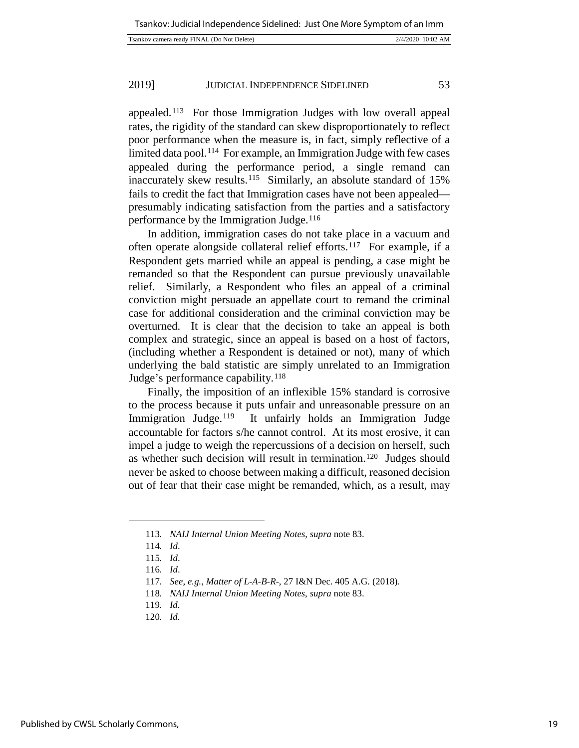appealed.[113] For those Immigration Judges with low overall appeal rates, the rigidity of the standard can skew disproportionately to reflect poor performance when the measure is, in fact, simply reflective of a limited data pool.[114] For example, an Immigration Judge with few cases appealed during the performance period, a single remand can inaccurately skew results.[115] Similarly, an absolute standard of 15% fails to credit the fact that Immigration cases have not been appealed—presumably indicating satisfaction from the parties and a satisfactory performance by the Immigration Judge.[116]

In addition, immigration cases do not take place in a vacuum and often operate alongside collateral relief efforts.[117] For example, if a Respondent gets married while an appeal is pending, a case might be remanded so that the Respondent can pursue previously unavailable relief. Similarly, a Respondent who files an appeal of a criminal conviction might persuade an appellate court to remand the criminal case for additional consideration and the criminal conviction may be overturned. It is clear that the decision to take an appeal is both complex and strategic, since an appeal is based on a host of factors, (including whether a Respondent is detained or not), many of which underlying the bald statistic are simply unrelated to an Immigration Judge's performance capability.[118]

Finally, the imposition of an inflexible 15% standard is corrosive to the process because it puts unfair and unreasonable pressure on an Immigration Judge.[119] It unfairly holds an Immigration Judge accountable for factors s/he cannot control. At its most erosive, it can impel a judge to weigh the repercussions of a decision on herself, such as whether such decision will result in termination.[120] Judges should never be asked to choose between making a difficult, reasoned decision out of fear that their case might be remanded, which, as a result, may

---

113. *NAIJ Internal Union Meeting Notes*, *supra* note 83.

114. *Id*.

115. *Id*.

116. *Id*.

117. *See, e.g.*, *Matter of L-A-B-R-*, 27 I&N Dec. 405 A.G. (2018).

118. *NAIJ Internal Union Meeting Notes*, *supra* note 83.

119. *Id*.

120. *Id*.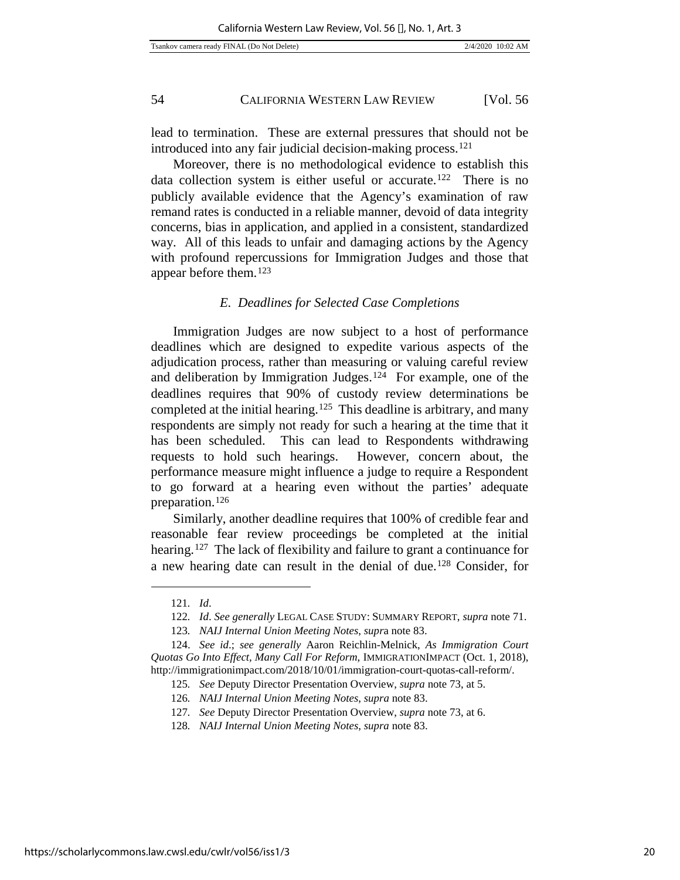lead to termination. These are external pressures that should not be introduced into any fair judicial decision-making process.[121]

Moreover, there is no methodological evidence to establish this data collection system is either useful or accurate.[122] There is no publicly available evidence that the Agency's examination of raw remand rates is conducted in a reliable manner, devoid of data integrity concerns, bias in application, and applied in a consistent, standardized way. All of this leads to unfair and damaging actions by the Agency with profound repercussions for Immigration Judges and those that appear before them.[123]

### *E. Deadlines for Selected Case Completions*

Immigration Judges are now subject to a host of performance deadlines which are designed to expedite various aspects of the adjudication process, rather than measuring or valuing careful review and deliberation by Immigration Judges.[124] For example, one of the deadlines requires that 90% of custody review determinations be completed at the initial hearing.[125] This deadline is arbitrary, and many respondents are simply not ready for such a hearing at the time that it has been scheduled. This can lead to Respondents withdrawing requests to hold such hearings. However, concern about, the performance measure might influence a judge to require a Respondent to go forward at a hearing even without the parties' adequate preparation.[126]

Similarly, another deadline requires that 100% of credible fear and reasonable fear review proceedings be completed at the initial hearing.[127] The lack of flexibility and failure to grant a continuance for a new hearing date can result in the denial of due.[128] Consider, for

---

121. *Id*.

122. *Id*. *See generally* LEGAL CASE STUDY: SUMMARY REPORT, *supra* note 71.

123. *NAIJ Internal Union Meeting Notes*, *supra* note 83.

124. *See id*.; *see generally* Aaron Reichlin-Melnick, *As Immigration Court Quotas Go Into Effect, Many Call For Reform*, IMMIGRATIONIMPACT (Oct. 1, 2018), http://immigrationimpact.com/2018/10/01/immigration-court-quotas-call-reform/.

125. *See* Deputy Director Presentation Overview, *supra* note 73, at 5.

126. *NAIJ Internal Union Meeting Notes*, *supra* note 83.

127. *See* Deputy Director Presentation Overview, *supra* note 73, at 6.

128. *NAIJ Internal Union Meeting Notes*, *supra* note 83.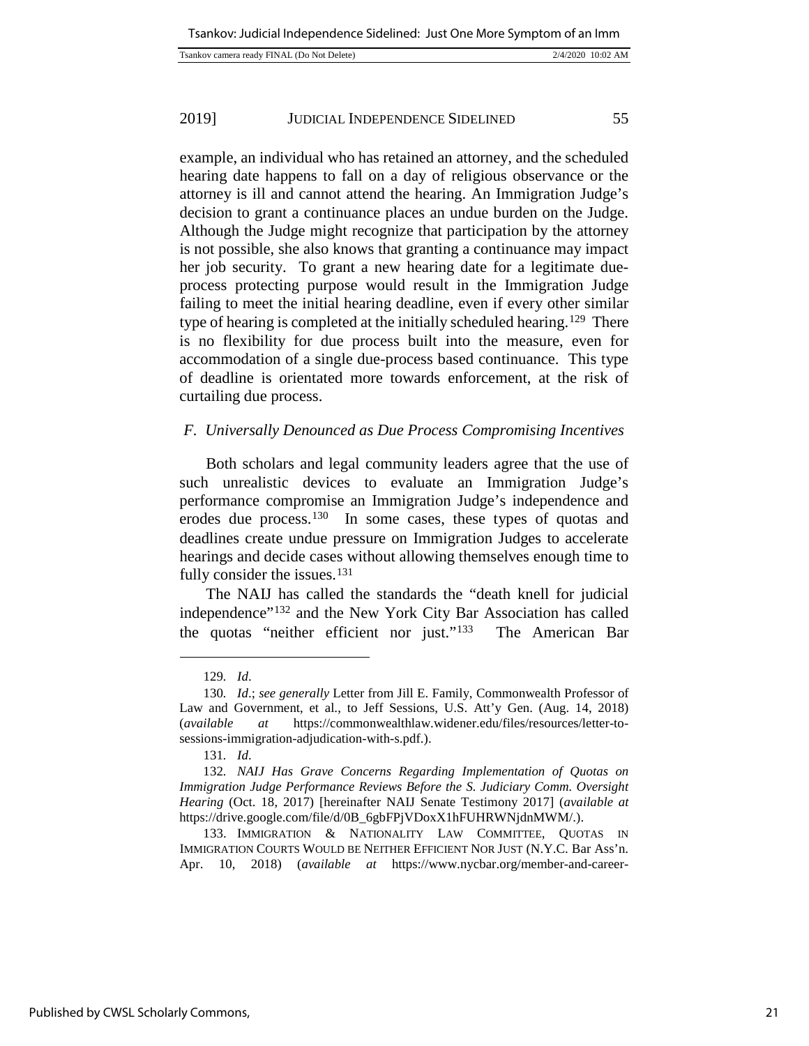example, an individual who has retained an attorney, and the scheduled hearing date happens to fall on a day of religious observance or the attorney is ill and cannot attend the hearing. An Immigration Judge's decision to grant a continuance places an undue burden on the Judge. Although the Judge might recognize that participation by the attorney is not possible, she also knows that granting a continuance may impact her job security. To grant a new hearing date for a legitimate due-process protecting purpose would result in the Immigration Judge failing to meet the initial hearing deadline, even if every other similar type of hearing is completed at the initially scheduled hearing.[129] There is no flexibility for due process built into the measure, even for accommodation of a single due-process based continuance. This type of deadline is orientated more towards enforcement, at the risk of curtailing due process.

### *F. Universally Denounced as Due Process Compromising Incentives*

Both scholars and legal community leaders agree that the use of such unrealistic devices to evaluate an Immigration Judge's performance compromise an Immigration Judge's independence and erodes due process.[130] In some cases, these types of quotas and deadlines create undue pressure on Immigration Judges to accelerate hearings and decide cases without allowing themselves enough time to fully consider the issues.[131]

The NAIJ has called the standards the "death knell for judicial independence"[132] and the New York City Bar Association has called the quotas "neither efficient nor just."[133] The American Bar

---

129. *Id*.

130. *Id*.; *see generally* Letter from Jill E. Family, Commonwealth Professor of Law and Government, et al., to Jeff Sessions, U.S. Att'y Gen. (Aug. 14, 2018) (*available at* https://commonwealthlaw.widener.edu/files/resources/letter-to-sessions-immigration-adjudication-with-s.pdf.).

131. *Id*.

132. *NAIJ Has Grave Concerns Regarding Implementation of Quotas on Immigration Judge Performance Reviews Before the S. Judiciary Comm. Oversight Hearing* (Oct. 18, 2017) [hereinafter NAIJ Senate Testimony 2017] (*available at* https://drive.google.com/file/d/0B_6gbFPjVDoxX1hFUHRWNjdnMWM/.).

133. IMMIGRATION & NATIONALITY LAW COMMITTEE, QUOTAS IN IMMIGRATION COURTS WOULD BE NEITHER EFFICIENT NOR JUST (N.Y.C. Bar Ass'n. Apr. 10, 2018) (*available at* https://www.nycbar.org/member-and-career-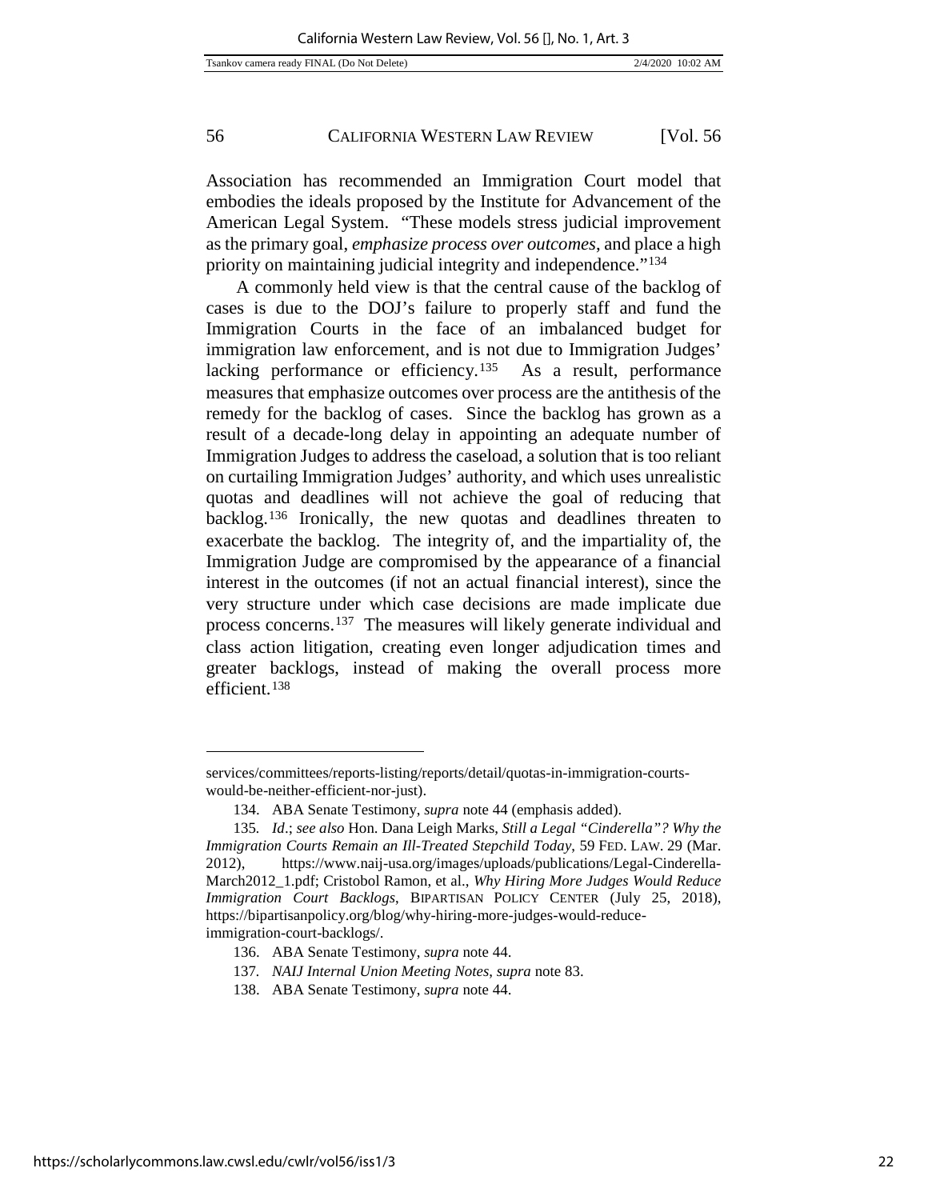Association has recommended an Immigration Court model that embodies the ideals proposed by the Institute for Advancement of the American Legal System. "These models stress judicial improvement as the primary goal, *emphasize process over outcomes*, and place a high priority on maintaining judicial integrity and independence."[134]

A commonly held view is that the central cause of the backlog of cases is due to the DOJ's failure to properly staff and fund the Immigration Courts in the face of an imbalanced budget for immigration law enforcement, and is not due to Immigration Judges' lacking performance or efficiency.[135] As a result, performance measures that emphasize outcomes over process are the antithesis of the remedy for the backlog of cases. Since the backlog has grown as a result of a decade-long delay in appointing an adequate number of Immigration Judges to address the caseload, a solution that is too reliant on curtailing Immigration Judges' authority, and which uses unrealistic quotas and deadlines will not achieve the goal of reducing that backlog.[136] Ironically, the new quotas and deadlines threaten to exacerbate the backlog. The integrity of, and the impartiality of, the Immigration Judge are compromised by the appearance of a financial interest in the outcomes (if not an actual financial interest), since the very structure under which case decisions are made implicate due process concerns.[137] The measures will likely generate individual and class action litigation, creating even longer adjudication times and greater backlogs, instead of making the overall process more efficient.[138]

---

services/committees/reports-listing/reports/detail/quotas-in-immigration-courts-would-be-neither-efficient-nor-just).

134. ABA Senate Testimony, *supra* note 44 (emphasis added).

135. *Id*.; *see also* Hon. Dana Leigh Marks, *Still a Legal "Cinderella"? Why the Immigration Courts Remain an Ill-Treated Stepchild Today*, 59 FED. LAW. 29 (Mar. 2012), https://www.naij-usa.org/images/uploads/publications/Legal-Cinderella-March2012_1.pdf; Cristobol Ramon, et al., *Why Hiring More Judges Would Reduce Immigration Court Backlogs*, BIPARTISAN POLICY CENTER (July 25, 2018), https://bipartisanpolicy.org/blog/why-hiring-more-judges-would-reduce-immigration-court-backlogs/.

136. ABA Senate Testimony, *supra* note 44.

137. *NAIJ Internal Union Meeting Notes*, *supra* note 83.

138. ABA Senate Testimony, *supra* note 44.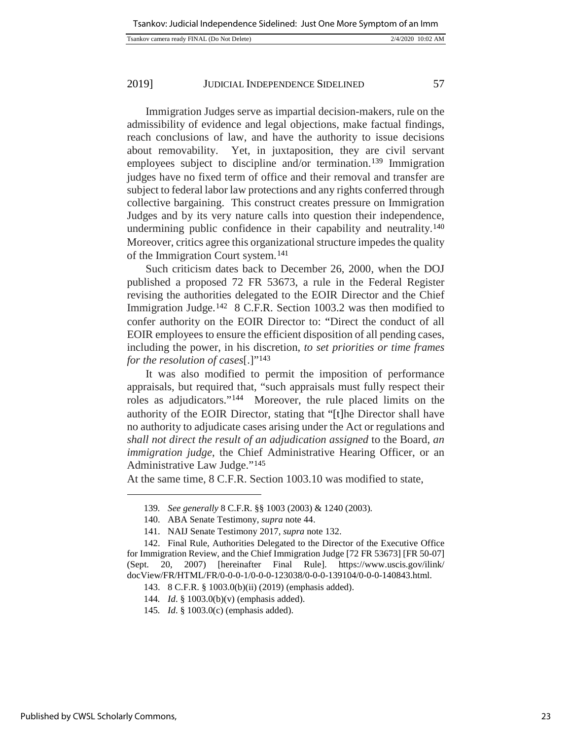Immigration Judges serve as impartial decision-makers, rule on the admissibility of evidence and legal objections, make factual findings, reach conclusions of law, and have the authority to issue decisions about removability. Yet, in juxtaposition, they are civil servant employees subject to discipline and/or termination.[139] Immigration judges have no fixed term of office and their removal and transfer are subject to federal labor law protections and any rights conferred through collective bargaining. This construct creates pressure on Immigration Judges and by its very nature calls into question their independence, undermining public confidence in their capability and neutrality.[140] Moreover, critics agree this organizational structure impedes the quality of the Immigration Court system.[141]

Such criticism dates back to December 26, 2000, when the DOJ published a proposed 72 FR 53673, a rule in the Federal Register revising the authorities delegated to the EOIR Director and the Chief Immigration Judge.[142] 8 C.F.R. Section 1003.2 was then modified to confer authority on the EOIR Director to: "Direct the conduct of all EOIR employees to ensure the efficient disposition of all pending cases, including the power, in his discretion, *to set priorities or time frames for the resolution of cases*[.]"[143]

It was also modified to permit the imposition of performance appraisals, but required that, "such appraisals must fully respect their roles as adjudicators."[144] Moreover, the rule placed limits on the authority of the EOIR Director, stating that "[t]he Director shall have no authority to adjudicate cases arising under the Act or regulations and *shall not direct the result of an adjudication assigned* to the Board, *an immigration judge*, the Chief Administrative Hearing Officer, or an Administrative Law Judge."[145]

At the same time, 8 C.F.R. Section 1003.10 was modified to state,

---

139. *See generally* 8 C.F.R. §§ 1003 (2003) & 1240 (2003).

140. ABA Senate Testimony, *supra* note 44.

141. NAIJ Senate Testimony 2017, *supra* note 132.

142. Final Rule, Authorities Delegated to the Director of the Executive Office for Immigration Review, and the Chief Immigration Judge [72 FR 53673] [FR 50-07] (Sept. 20, 2007) [hereinafter Final Rule]. https://www.uscis.gov/ilink/docView/FR/HTML/FR/0-0-0-1/0-0-0-123038/0-0-0-139104/0-0-0-140843.html.

143. 8 C.F.R. § 1003.0(b)(ii) (2019) (emphasis added).

144. *Id*. § 1003.0(b)(v) (emphasis added).

145. *Id*. § 1003.0(c) (emphasis added).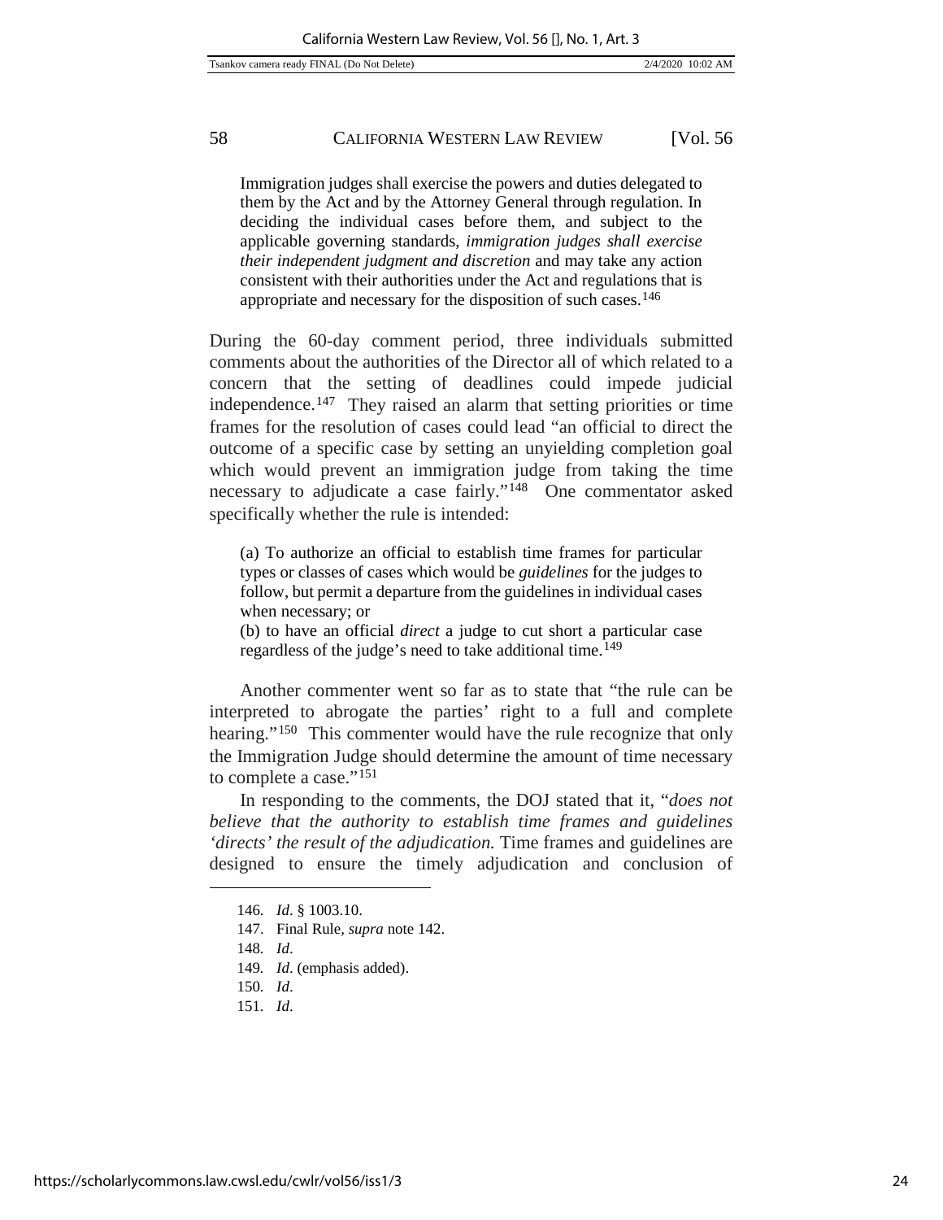> Immigration judges shall exercise the powers and duties delegated to them by the Act and by the Attorney General through regulation. In deciding the individual cases before them, and subject to the applicable governing standards, *immigration judges shall exercise their independent judgment and discretion* and may take any action consistent with their authorities under the Act and regulations that is appropriate and necessary for the disposition of such cases.[146]

During the 60-day comment period, three individuals submitted comments about the authorities of the Director all of which related to a concern that the setting of deadlines could impede judicial independence.[147] They raised an alarm that setting priorities or time frames for the resolution of cases could lead "an official to direct the outcome of a specific case by setting an unyielding completion goal which would prevent an immigration judge from taking the time necessary to adjudicate a case fairly."[148] One commentator asked specifically whether the rule is intended:

> (a) To authorize an official to establish time frames for particular types or classes of cases which would be *guidelines* for the judges to follow, but permit a departure from the guidelines in individual cases when necessary; or
>
> (b) to have an official *direct* a judge to cut short a particular case regardless of the judge's need to take additional time.[149]

Another commenter went so far as to state that "the rule can be interpreted to abrogate the parties' right to a full and complete hearing."[150] This commenter would have the rule recognize that only the Immigration Judge should determine the amount of time necessary to complete a case."[151]

In responding to the comments, the DOJ stated that it, "*does not believe that the authority to establish time frames and guidelines 'directs' the result of the adjudication.* Time frames and guidelines are designed to ensure the timely adjudication and conclusion of

---

146. *Id*. § 1003.10.
147. Final Rule, *supra* note 142.
148. *Id*.
149. *Id*. (emphasis added).
150. *Id*.
151. *Id*.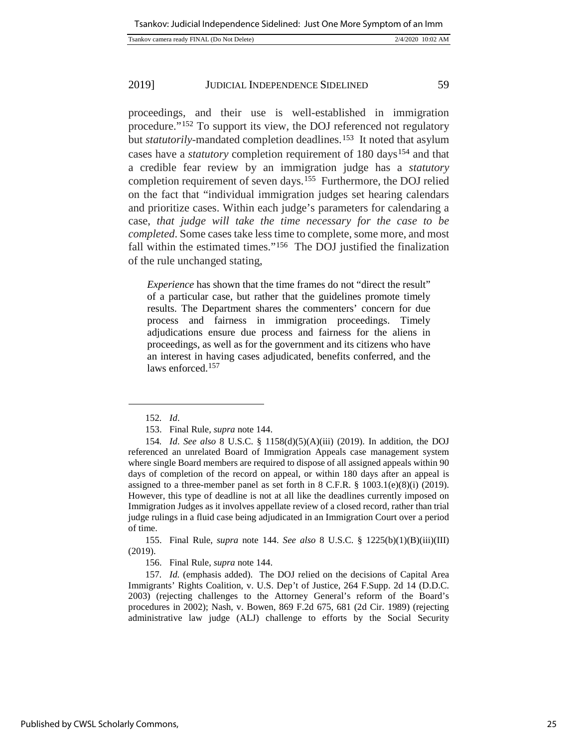proceedings, and their use is well-established in immigration procedure."[152] To support its view, the DOJ referenced not regulatory but *statutorily*-mandated completion deadlines.[153] It noted that asylum cases have a *statutory* completion requirement of 180 days[154] and that a credible fear review by an immigration judge has a *statutory* completion requirement of seven days.[155] Furthermore, the DOJ relied on the fact that "individual immigration judges set hearing calendars and prioritize cases. Within each judge's parameters for calendaring a case, *that judge will take the time necessary for the case to be completed*. Some cases take less time to complete, some more, and most fall within the estimated times."[156] The DOJ justified the finalization of the rule unchanged stating,

> *Experience* has shown that the time frames do not "direct the result" of a particular case, but rather that the guidelines promote timely results. The Department shares the commenters' concern for due process and fairness in immigration proceedings. Timely adjudications ensure due process and fairness for the aliens in proceedings, as well as for the government and its citizens who have an interest in having cases adjudicated, benefits conferred, and the laws enforced.[157]

---

152. *Id*.

153. Final Rule, *supra* note 144.

154. *Id*. *See also* 8 U.S.C. § 1158(d)(5)(A)(iii) (2019). In addition, the DOJ referenced an unrelated Board of Immigration Appeals case management system where single Board members are required to dispose of all assigned appeals within 90 days of completion of the record on appeal, or within 180 days after an appeal is assigned to a three-member panel as set forth in 8 C.F.R. § 1003.1(e)(8)(i) (2019). However, this type of deadline is not at all like the deadlines currently imposed on Immigration Judges as it involves appellate review of a closed record, rather than trial judge rulings in a fluid case being adjudicated in an Immigration Court over a period of time.

155. Final Rule, *supra* note 144. *See also* 8 U.S.C. § 1225(b)(1)(B)(iii)(III) (2019).

156. Final Rule, *supra* note 144.

157. *Id.* (emphasis added). The DOJ relied on the decisions of Capital Area Immigrants' Rights Coalition, v. U.S. Dep't of Justice, 264 F.Supp. 2d 14 (D.D.C. 2003) (rejecting challenges to the Attorney General's reform of the Board's procedures in 2002); Nash, v. Bowen, 869 F.2d 675, 681 (2d Cir. 1989) (rejecting administrative law judge (ALJ) challenge to efforts by the Social Security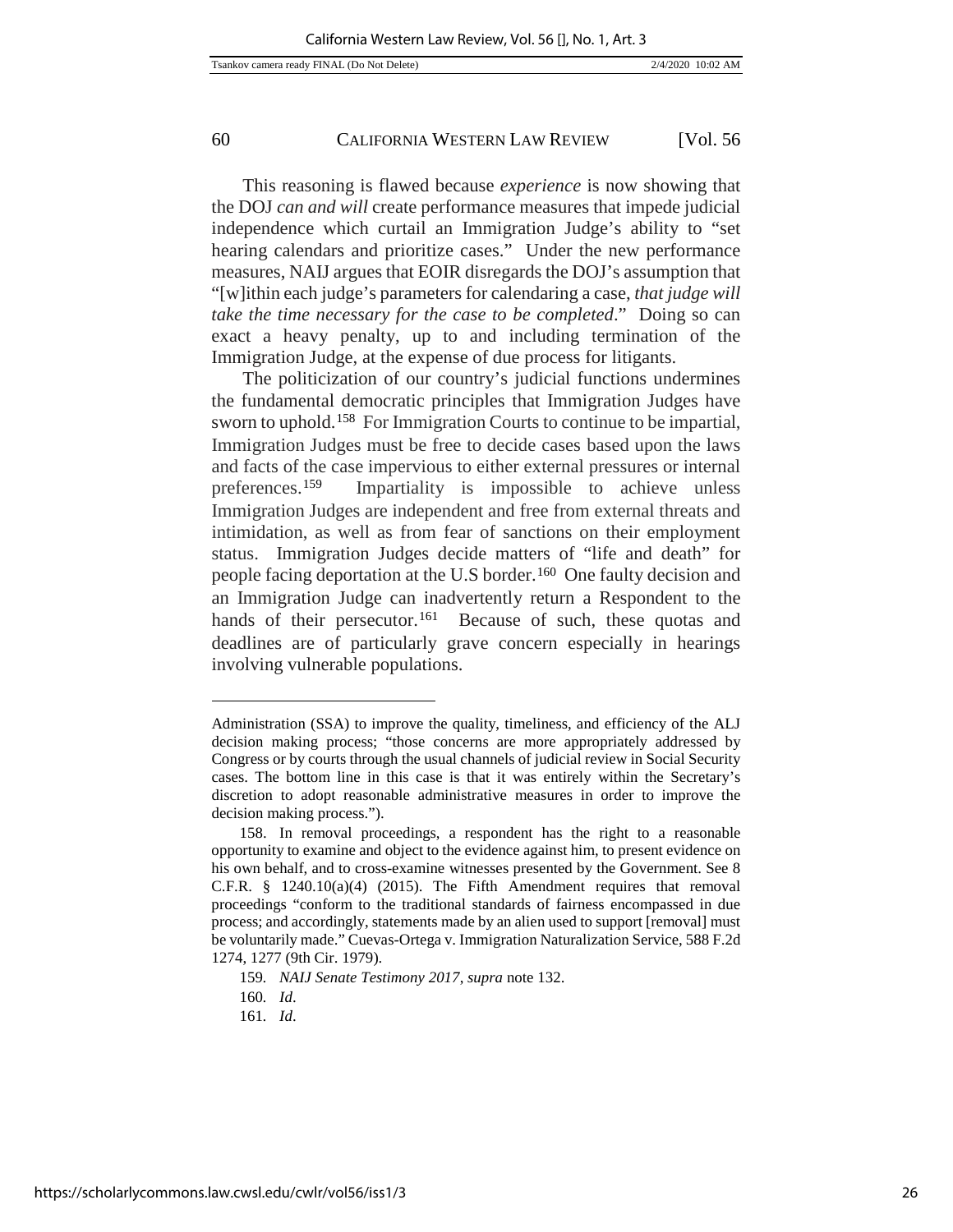This reasoning is flawed because *experience* is now showing that the DOJ *can and will* create performance measures that impede judicial independence which curtail an Immigration Judge's ability to "set hearing calendars and prioritize cases." Under the new performance measures, NAIJ argues that EOIR disregards the DOJ's assumption that "[w]ithin each judge's parameters for calendaring a case, *that judge will take the time necessary for the case to be completed*." Doing so can exact a heavy penalty, up to and including termination of the Immigration Judge, at the expense of due process for litigants.

The politicization of our country's judicial functions undermines the fundamental democratic principles that Immigration Judges have sworn to uphold.[158] For Immigration Courts to continue to be impartial, Immigration Judges must be free to decide cases based upon the laws and facts of the case impervious to either external pressures or internal preferences.[159] Impartiality is impossible to achieve unless Immigration Judges are independent and free from external threats and intimidation, as well as from fear of sanctions on their employment status. Immigration Judges decide matters of "life and death" for people facing deportation at the U.S border.[160] One faulty decision and an Immigration Judge can inadvertently return a Respondent to the hands of their persecutor.[161] Because of such, these quotas and deadlines are of particularly grave concern especially in hearings involving vulnerable populations.

---

Administration (SSA) to improve the quality, timeliness, and efficiency of the ALJ decision making process; "those concerns are more appropriately addressed by Congress or by courts through the usual channels of judicial review in Social Security cases. The bottom line in this case is that it was entirely within the Secretary's discretion to adopt reasonable administrative measures in order to improve the decision making process.").

158. In removal proceedings, a respondent has the right to a reasonable opportunity to examine and object to the evidence against him, to present evidence on his own behalf, and to cross-examine witnesses presented by the Government. See 8 C.F.R. § 1240.10(a)(4) (2015). The Fifth Amendment requires that removal proceedings "conform to the traditional standards of fairness encompassed in due process; and accordingly, statements made by an alien used to support [removal] must be voluntarily made." Cuevas-Ortega v. Immigration Naturalization Service, 588 F.2d 1274, 1277 (9th Cir. 1979).

159. *NAIJ Senate Testimony 2017*, *supra* note 132.

160. *Id*.

161. *Id*.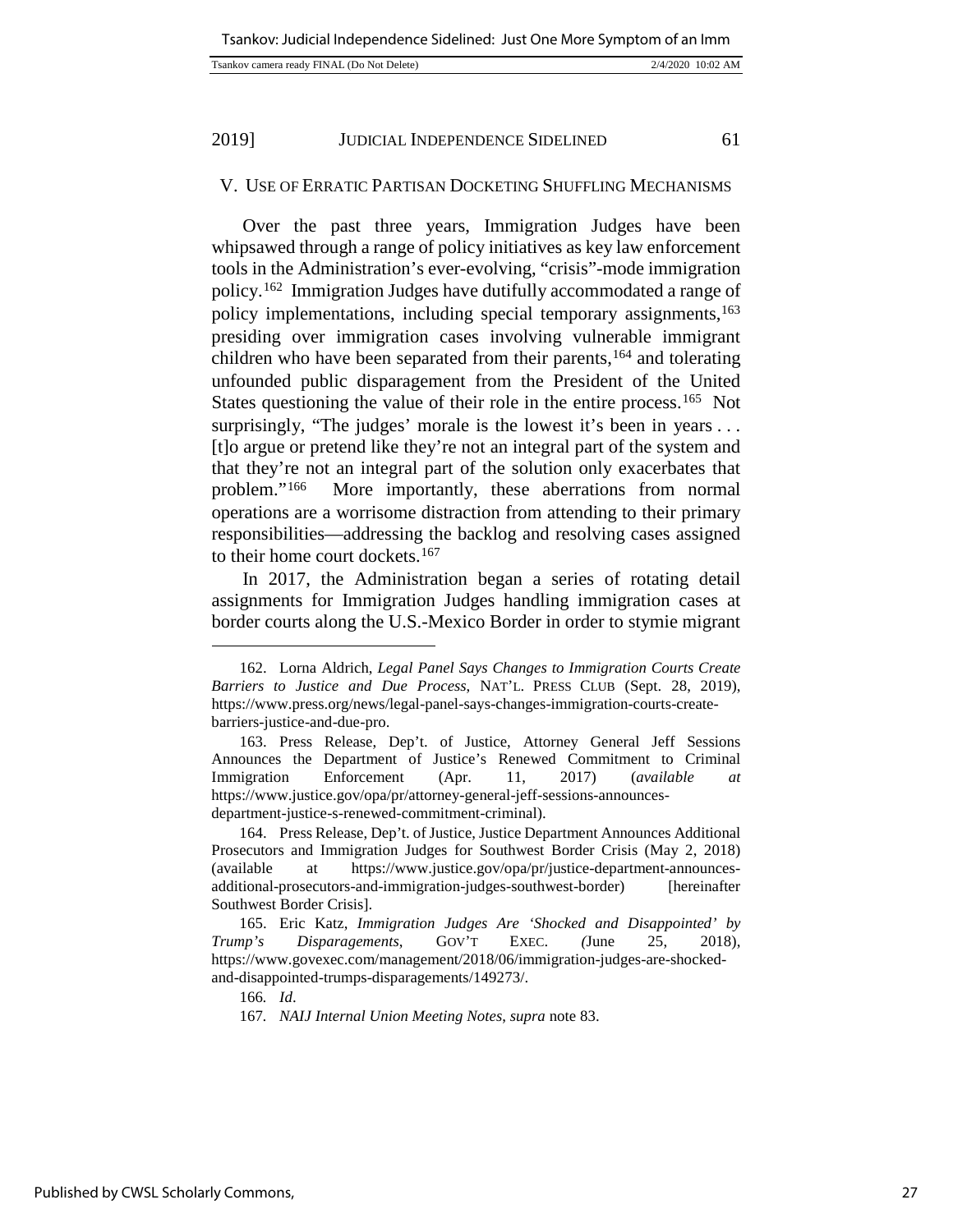## V. Use of Erratic Partisan Docketing Shuffling Mechanisms

Over the past three years, Immigration Judges have been whipsawed through a range of policy initiatives as key law enforcement tools in the Administration's ever-evolving, "crisis"-mode immigration policy.[162] Immigration Judges have dutifully accommodated a range of policy implementations, including special temporary assignments,[163] presiding over immigration cases involving vulnerable immigrant children who have been separated from their parents,[164] and tolerating unfounded public disparagement from the President of the United States questioning the value of their role in the entire process.[165] Not surprisingly, "The judges' morale is the lowest it's been in years . . . [t]o argue or pretend like they're not an integral part of the system and that they're not an integral part of the solution only exacerbates that problem."[166] More importantly, these aberrations from normal operations are a worrisome distraction from attending to their primary responsibilities—addressing the backlog and resolving cases assigned to their home court dockets.[167]

In 2017, the Administration began a series of rotating detail assignments for Immigration Judges handling immigration cases at border courts along the U.S.-Mexico Border in order to stymie migrant

---

162. Lorna Aldrich, *Legal Panel Says Changes to Immigration Courts Create Barriers to Justice and Due Process*, NAT'L. PRESS CLUB (Sept. 28, 2019), https://www.press.org/news/legal-panel-says-changes-immigration-courts-create-barriers-justice-and-due-pro.

163. Press Release, Dep't. of Justice, Attorney General Jeff Sessions Announces the Department of Justice's Renewed Commitment to Criminal Immigration Enforcement (Apr. 11, 2017) (*available at* https://www.justice.gov/opa/pr/attorney-general-jeff-sessions-announces-department-justice-s-renewed-commitment-criminal).

164. Press Release, Dep't. of Justice, Justice Department Announces Additional Prosecutors and Immigration Judges for Southwest Border Crisis (May 2, 2018) (available at https://www.justice.gov/opa/pr/justice-department-announces-additional-prosecutors-and-immigration-judges-southwest-border) [hereinafter Southwest Border Crisis].

165. Eric Katz, *Immigration Judges Are 'Shocked and Disappointed' by Trump's Disparagements*, GOV'T EXEC. (June 25, 2018), https://www.govexec.com/management/2018/06/immigration-judges-are-shocked-and-disappointed-trumps-disparagements/149273/.

166. *Id*.

167. *NAIJ Internal Union Meeting Notes*, *supra* note 83.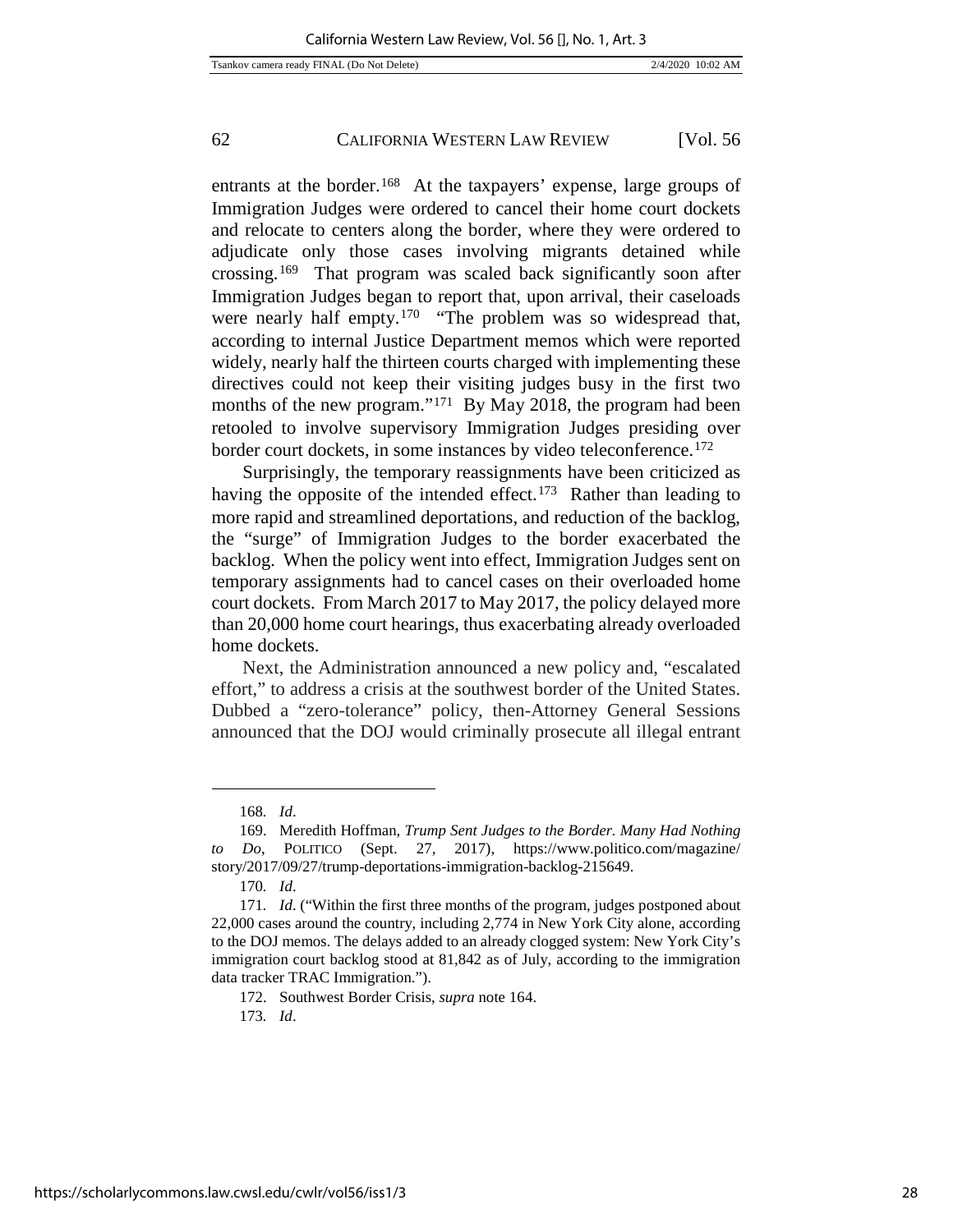entrants at the border.[168] At the taxpayers' expense, large groups of Immigration Judges were ordered to cancel their home court dockets and relocate to centers along the border, where they were ordered to adjudicate only those cases involving migrants detained while crossing.[169] That program was scaled back significantly soon after Immigration Judges began to report that, upon arrival, their caseloads were nearly half empty.[170] "The problem was so widespread that, according to internal Justice Department memos which were reported widely, nearly half the thirteen courts charged with implementing these directives could not keep their visiting judges busy in the first two months of the new program."[171] By May 2018, the program had been retooled to involve supervisory Immigration Judges presiding over border court dockets, in some instances by video teleconference.[172]

Surprisingly, the temporary reassignments have been criticized as having the opposite of the intended effect.[173] Rather than leading to more rapid and streamlined deportations, and reduction of the backlog, the "surge" of Immigration Judges to the border exacerbated the backlog. When the policy went into effect, Immigration Judges sent on temporary assignments had to cancel cases on their overloaded home court dockets. From March 2017 to May 2017, the policy delayed more than 20,000 home court hearings, thus exacerbating already overloaded home dockets.

Next, the Administration announced a new policy and, "escalated effort," to address a crisis at the southwest border of the United States. Dubbed a "zero-tolerance" policy, then-Attorney General Sessions announced that the DOJ would criminally prosecute all illegal entrant

---

168. *Id*.

169. Meredith Hoffman, *Trump Sent Judges to the Border. Many Had Nothing to Do*, POLITICO (Sept. 27, 2017), https://www.politico.com/magazine/story/2017/09/27/trump-deportations-immigration-backlog-215649.

170. *Id*.

171. *Id*. ("Within the first three months of the program, judges postponed about 22,000 cases around the country, including 2,774 in New York City alone, according to the DOJ memos. The delays added to an already clogged system: New York City's immigration court backlog stood at 81,842 as of July, according to the immigration data tracker TRAC Immigration.").

172. Southwest Border Crisis, *supra* note 164.

173. *Id*.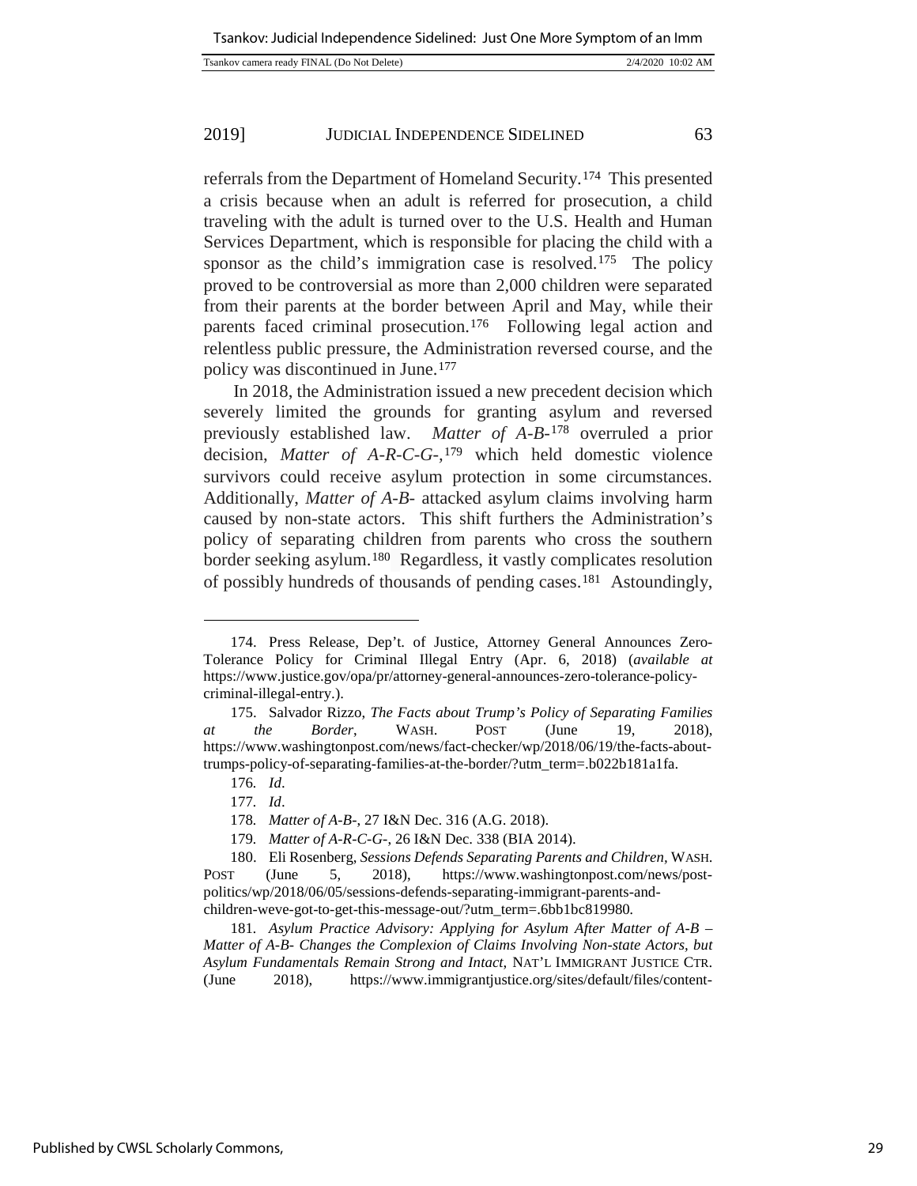referrals from the Department of Homeland Security.[174] This presented a crisis because when an adult is referred for prosecution, a child traveling with the adult is turned over to the U.S. Health and Human Services Department, which is responsible for placing the child with a sponsor as the child's immigration case is resolved.[175] The policy proved to be controversial as more than 2,000 children were separated from their parents at the border between April and May, while their parents faced criminal prosecution.[176] Following legal action and relentless public pressure, the Administration reversed course, and the policy was discontinued in June.[177]

In 2018, the Administration issued a new precedent decision which severely limited the grounds for granting asylum and reversed previously established law. *Matter of A-B-*[178] overruled a prior decision, *Matter of A-R-C-G-*,[179] which held domestic violence survivors could receive asylum protection in some circumstances. Additionally, *Matter of A-B-* attacked asylum claims involving harm caused by non-state actors. This shift furthers the Administration's policy of separating children from parents who cross the southern border seeking asylum.[180] Regardless, it vastly complicates resolution of possibly hundreds of thousands of pending cases.[181] Astoundingly,

---

174. Press Release, Dep't. of Justice, Attorney General Announces Zero-Tolerance Policy for Criminal Illegal Entry (Apr. 6, 2018) (*available at* https://www.justice.gov/opa/pr/attorney-general-announces-zero-tolerance-policy-criminal-illegal-entry.).

175. Salvador Rizzo, *The Facts about Trump's Policy of Separating Families at the Border*, WASH. POST (June 19, 2018), https://www.washingtonpost.com/news/fact-checker/wp/2018/06/19/the-facts-about-trumps-policy-of-separating-families-at-the-border/?utm_term=.b022b181a1fa.

176. *Id*.

177. *Id*.

178. *Matter of A-B-*, 27 I&N Dec. 316 (A.G. 2018).

179. *Matter of A-R-C-G-*, 26 I&N Dec. 338 (BIA 2014).

180. Eli Rosenberg, *Sessions Defends Separating Parents and Children*, WASH. POST (June 5, 2018), https://www.washingtonpost.com/news/post-politics/wp/2018/06/05/sessions-defends-separating-immigrant-parents-and-children-weve-got-to-get-this-message-out/?utm_term=.6bb1bc819980.

181. *Asylum Practice Advisory: Applying for Asylum After Matter of A-B – Matter of A-B- Changes the Complexion of Claims Involving Non-state Actors, but Asylum Fundamentals Remain Strong and Intact*, NAT'L IMMIGRANT JUSTICE CTR. (June 2018), https://www.immigrantjustice.org/sites/default/files/content-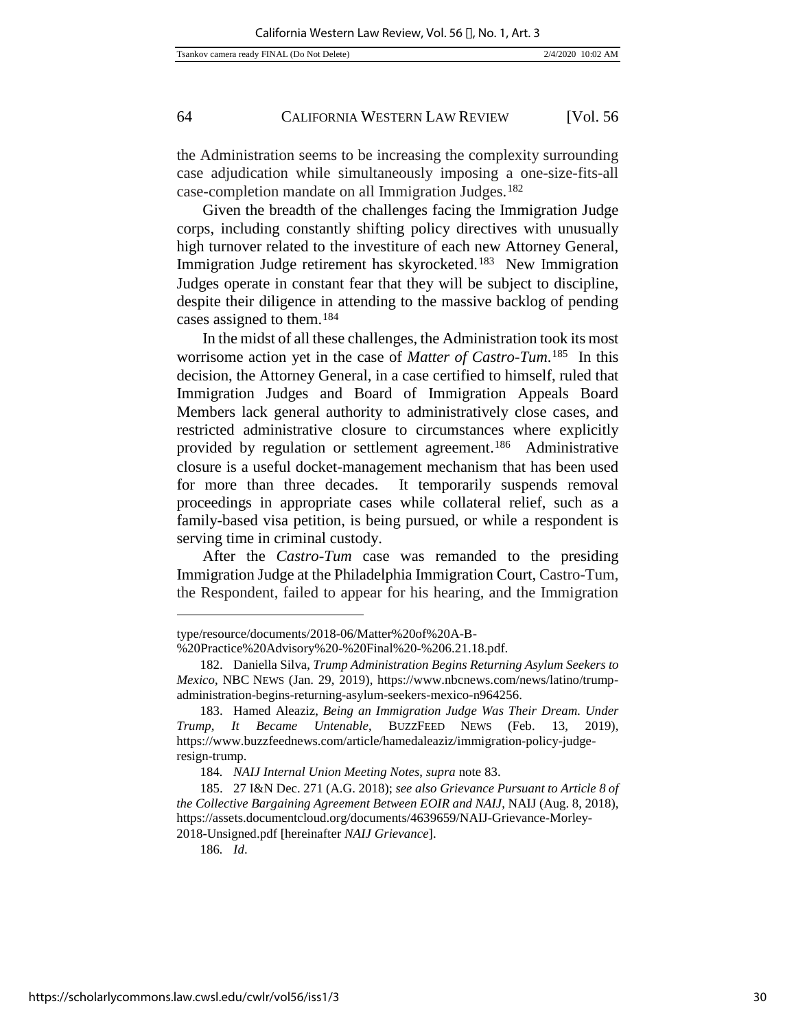the Administration seems to be increasing the complexity surrounding case adjudication while simultaneously imposing a one-size-fits-all case-completion mandate on all Immigration Judges.[182]

Given the breadth of the challenges facing the Immigration Judge corps, including constantly shifting policy directives with unusually high turnover related to the investiture of each new Attorney General, Immigration Judge retirement has skyrocketed.[183] New Immigration Judges operate in constant fear that they will be subject to discipline, despite their diligence in attending to the massive backlog of pending cases assigned to them.[184]

In the midst of all these challenges, the Administration took its most worrisome action yet in the case of *Matter of Castro-Tum*.[185] In this decision, the Attorney General, in a case certified to himself, ruled that Immigration Judges and Board of Immigration Appeals Board Members lack general authority to administratively close cases, and restricted administrative closure to circumstances where explicitly provided by regulation or settlement agreement.[186] Administrative closure is a useful docket-management mechanism that has been used for more than three decades. It temporarily suspends removal proceedings in appropriate cases while collateral relief, such as a family-based visa petition, is being pursued, or while a respondent is serving time in criminal custody.

After the *Castro-Tum* case was remanded to the presiding Immigration Judge at the Philadelphia Immigration Court, Castro-Tum, the Respondent, failed to appear for his hearing, and the Immigration

---

type/resource/documents/2018-06/Matter%20of%20A-B-%20Practice%20Advisory%20-%20Final%20-%206.21.18.pdf.

182. Daniella Silva, *Trump Administration Begins Returning Asylum Seekers to Mexico*, NBC NEWS (Jan. 29, 2019), https://www.nbcnews.com/news/latino/trump-administration-begins-returning-asylum-seekers-mexico-n964256.

183. Hamed Aleaziz, *Being an Immigration Judge Was Their Dream. Under Trump, It Became Untenable*, BUZZFEED NEWS (Feb. 13, 2019), https://www.buzzfeednews.com/article/hamedaleaziz/immigration-policy-judge-resign-trump.

184. *NAIJ Internal Union Meeting Notes*, *supra* note 83.

185. 27 I&N Dec. 271 (A.G. 2018); *see also Grievance Pursuant to Article 8 of the Collective Bargaining Agreement Between EOIR and NAIJ*, NAIJ (Aug. 8, 2018), https://assets.documentcloud.org/documents/4639659/NAIJ-Grievance-Morley-2018-Unsigned.pdf [hereinafter *NAIJ Grievance*].

186. *Id*.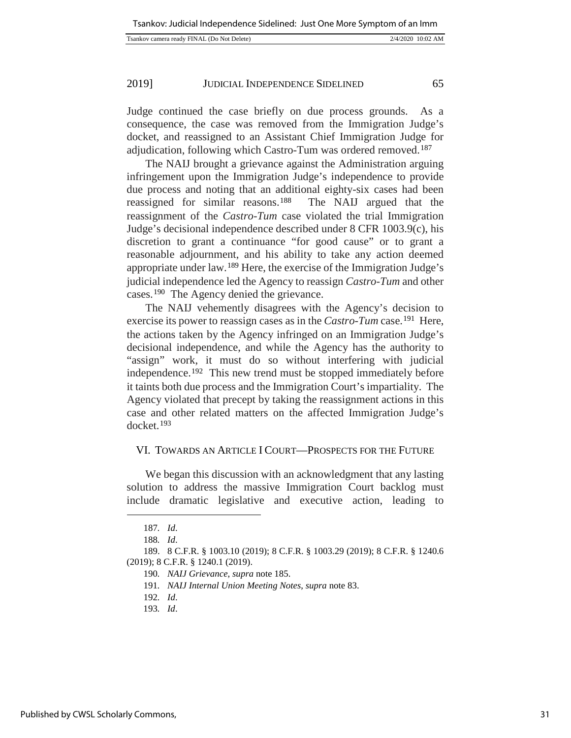Judge continued the case briefly on due process grounds. As a consequence, the case was removed from the Immigration Judge's docket, and reassigned to an Assistant Chief Immigration Judge for adjudication, following which Castro-Tum was ordered removed.[187]

The NAIJ brought a grievance against the Administration arguing infringement upon the Immigration Judge's independence to provide due process and noting that an additional eighty-six cases had been reassigned for similar reasons.[188] The NAIJ argued that the reassignment of the *Castro-Tum* case violated the trial Immigration Judge's decisional independence described under 8 CFR 1003.9(c), his discretion to grant a continuance "for good cause" or to grant a reasonable adjournment, and his ability to take any action deemed appropriate under law.[189] Here, the exercise of the Immigration Judge's judicial independence led the Agency to reassign *Castro-Tum* and other cases.[190] The Agency denied the grievance.

The NAIJ vehemently disagrees with the Agency's decision to exercise its power to reassign cases as in the *Castro-Tum* case.[191] Here, the actions taken by the Agency infringed on an Immigration Judge's decisional independence, and while the Agency has the authority to "assign" work, it must do so without interfering with judicial independence.[192] This new trend must be stopped immediately before it taints both due process and the Immigration Court's impartiality. The Agency violated that precept by taking the reassignment actions in this case and other related matters on the affected Immigration Judge's docket.[193]

## VI. TOWARDS AN ARTICLE I COURT—PROSPECTS FOR THE FUTURE

We began this discussion with an acknowledgment that any lasting solution to address the massive Immigration Court backlog must include dramatic legislative and executive action, leading to

---

187. *Id*.

188. *Id*.

189. 8 C.F.R. § 1003.10 (2019); 8 C.F.R. § 1003.29 (2019); 8 C.F.R. § 1240.6 (2019); 8 C.F.R. § 1240.1 (2019).

190. *NAIJ Grievance*, *supra* note 185.

191. *NAIJ Internal Union Meeting Notes*, *supra* note 83.

192. *Id*.

193. *Id*.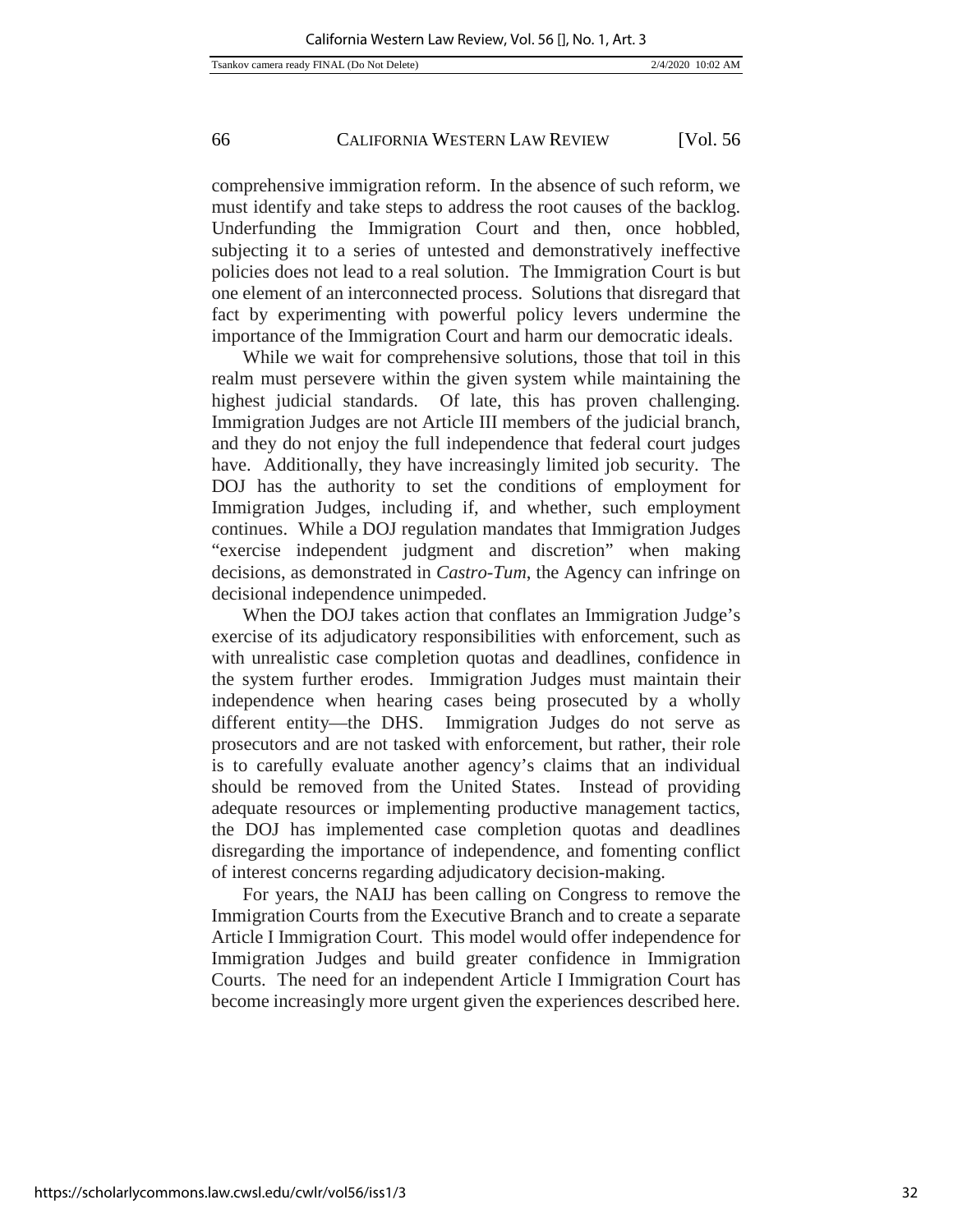comprehensive immigration reform. In the absence of such reform, we must identify and take steps to address the root causes of the backlog. Underfunding the Immigration Court and then, once hobbled, subjecting it to a series of untested and demonstratively ineffective policies does not lead to a real solution. The Immigration Court is but one element of an interconnected process. Solutions that disregard that fact by experimenting with powerful policy levers undermine the importance of the Immigration Court and harm our democratic ideals.

While we wait for comprehensive solutions, those that toil in this realm must persevere within the given system while maintaining the highest judicial standards. Of late, this has proven challenging. Immigration Judges are not Article III members of the judicial branch, and they do not enjoy the full independence that federal court judges have. Additionally, they have increasingly limited job security. The DOJ has the authority to set the conditions of employment for Immigration Judges, including if, and whether, such employment continues. While a DOJ regulation mandates that Immigration Judges "exercise independent judgment and discretion" when making decisions, as demonstrated in *Castro-Tum*, the Agency can infringe on decisional independence unimpeded.

When the DOJ takes action that conflates an Immigration Judge's exercise of its adjudicatory responsibilities with enforcement, such as with unrealistic case completion quotas and deadlines, confidence in the system further erodes. Immigration Judges must maintain their independence when hearing cases being prosecuted by a wholly different entity—the DHS. Immigration Judges do not serve as prosecutors and are not tasked with enforcement, but rather, their role is to carefully evaluate another agency's claims that an individual should be removed from the United States. Instead of providing adequate resources or implementing productive management tactics, the DOJ has implemented case completion quotas and deadlines disregarding the importance of independence, and fomenting conflict of interest concerns regarding adjudicatory decision-making.

For years, the NAIJ has been calling on Congress to remove the Immigration Courts from the Executive Branch and to create a separate Article I Immigration Court. This model would offer independence for Immigration Judges and build greater confidence in Immigration Courts. The need for an independent Article I Immigration Court has become increasingly more urgent given the experiences described here.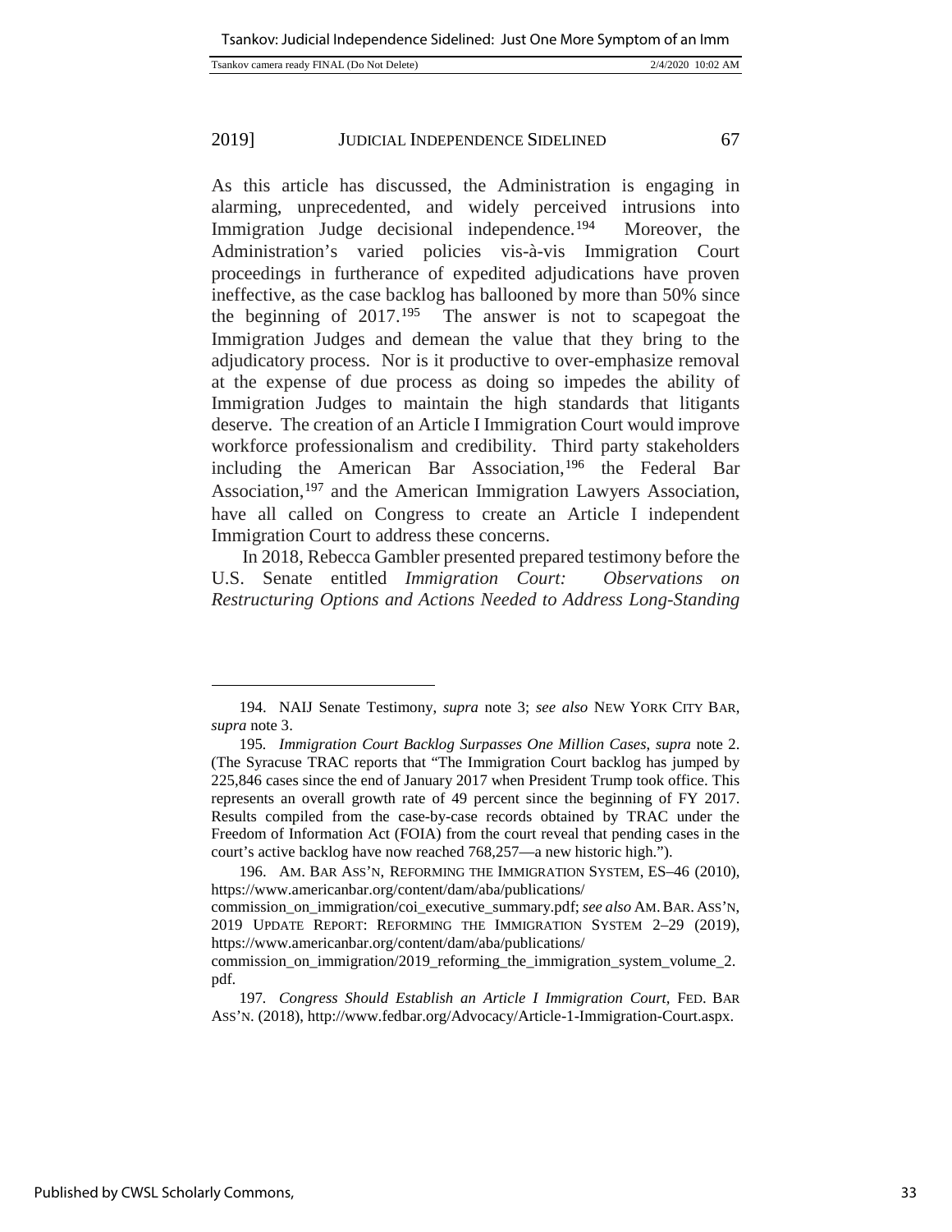As this article has discussed, the Administration is engaging in alarming, unprecedented, and widely perceived intrusions into Immigration Judge decisional independence.[194] Moreover, the Administration's varied policies vis-à-vis Immigration Court proceedings in furtherance of expedited adjudications have proven ineffective, as the case backlog has ballooned by more than 50% since the beginning of 2017.[195] The answer is not to scapegoat the Immigration Judges and demean the value that they bring to the adjudicatory process. Nor is it productive to over-emphasize removal at the expense of due process as doing so impedes the ability of Immigration Judges to maintain the high standards that litigants deserve. The creation of an Article I Immigration Court would improve workforce professionalism and credibility. Third party stakeholders including the American Bar Association,[196] the Federal Bar Association,[197] and the American Immigration Lawyers Association, have all called on Congress to create an Article I independent Immigration Court to address these concerns.

In 2018, Rebecca Gambler presented prepared testimony before the U.S. Senate entitled *Immigration Court: Observations on Restructuring Options and Actions Needed to Address Long-Standing*

---

194. NAIJ Senate Testimony, *supra* note 3; *see also* NEW YORK CITY BAR, *supra* note 3.

195. *Immigration Court Backlog Surpasses One Million Cases*, *supra* note 2. (The Syracuse TRAC reports that "The Immigration Court backlog has jumped by 225,846 cases since the end of January 2017 when President Trump took office. This represents an overall growth rate of 49 percent since the beginning of FY 2017. Results compiled from the case-by-case records obtained by TRAC under the Freedom of Information Act (FOIA) from the court reveal that pending cases in the court's active backlog have now reached 768,257—a new historic high.").

196. AM. BAR ASS'N, REFORMING THE IMMIGRATION SYSTEM, ES–46 (2010), https://www.americanbar.org/content/dam/aba/publications/commission_on_immigration/coi_executive_summary.pdf; *see also* AM. BAR. ASS'N, 2019 UPDATE REPORT: REFORMING THE IMMIGRATION SYSTEM 2–29 (2019), https://www.americanbar.org/content/dam/aba/publications/commission_on_immigration/2019_reforming_the_immigration_system_volume_2.pdf.

197. *Congress Should Establish an Article I Immigration Court*, FED. BAR ASS'N. (2018), http://www.fedbar.org/Advocacy/Article-1-Immigration-Court.aspx.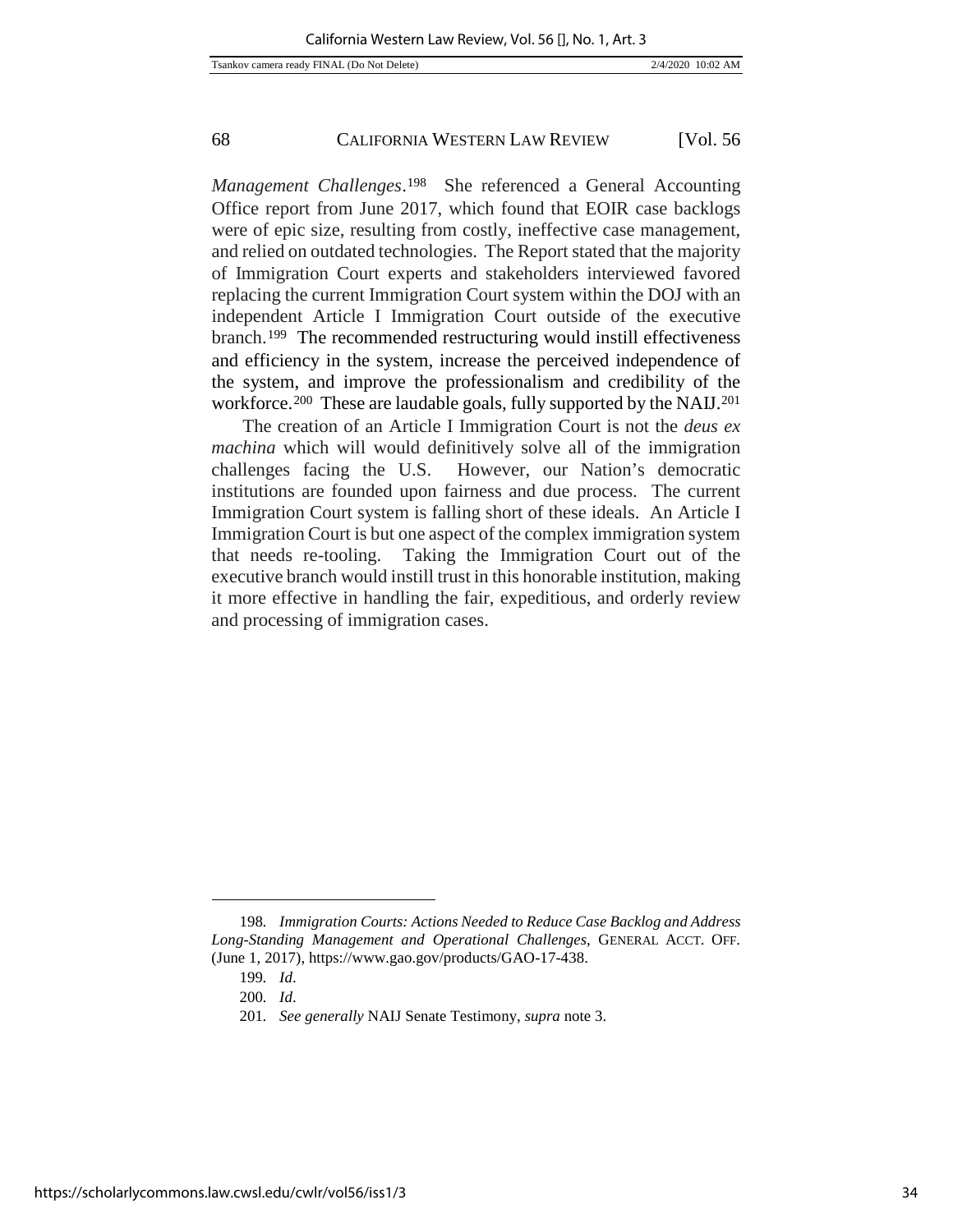*Management Challenges*.[198] She referenced a General Accounting Office report from June 2017, which found that EOIR case backlogs were of epic size, resulting from costly, ineffective case management, and relied on outdated technologies. The Report stated that the majority of Immigration Court experts and stakeholders interviewed favored replacing the current Immigration Court system within the DOJ with an independent Article I Immigration Court outside of the executive branch.[199] The recommended restructuring would instill effectiveness and efficiency in the system, increase the perceived independence of the system, and improve the professionalism and credibility of the workforce.[200] These are laudable goals, fully supported by the NAIJ.[201]

The creation of an Article I Immigration Court is not the *deus ex machina* which will would definitively solve all of the immigration challenges facing the U.S. However, our Nation's democratic institutions are founded upon fairness and due process. The current Immigration Court system is falling short of these ideals. An Article I Immigration Court is but one aspect of the complex immigration system that needs re-tooling. Taking the Immigration Court out of the executive branch would instill trust in this honorable institution, making it more effective in handling the fair, expeditious, and orderly review and processing of immigration cases.

---

198. *Immigration Courts: Actions Needed to Reduce Case Backlog and Address Long-Standing Management and Operational Challenges*, GENERAL ACCT. OFF. (June 1, 2017), https://www.gao.gov/products/GAO-17-438.

199. *Id*.

200. *Id*.

201. *See generally* NAIJ Senate Testimony, *supra* note 3.